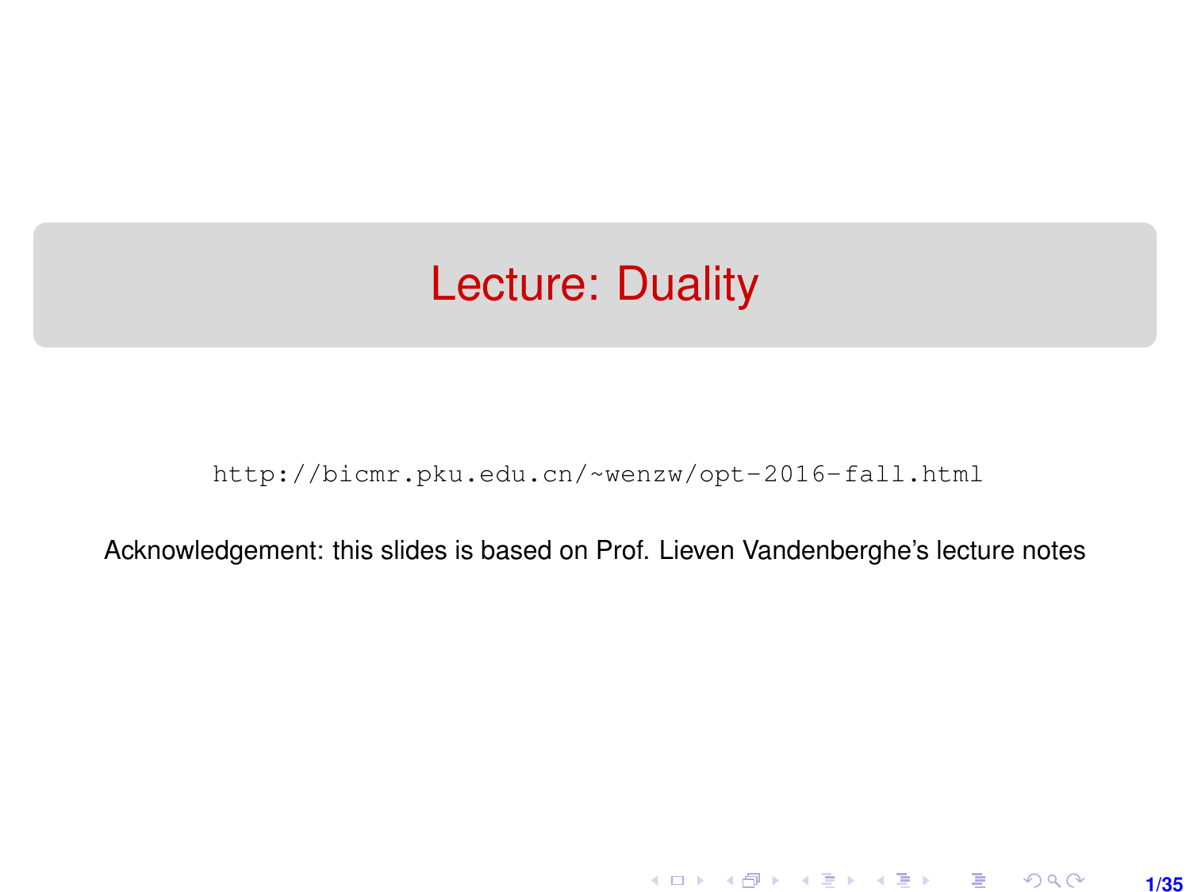# Lecture: Duality

http://bicmr.pku.edu.cn/~wenzw/opt-2016-fall.html

Acknowledgement: this slides is based on Prof. Lieven Vandenberghe's lecture notes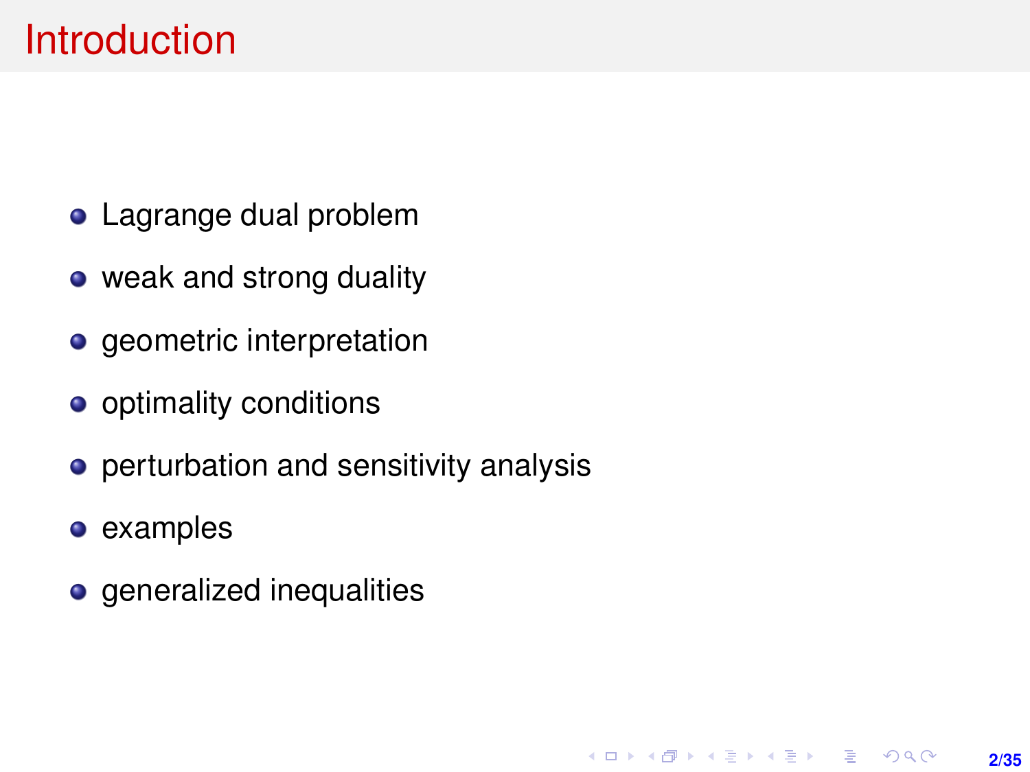# Introduction

- Lagrange dual problem
- weak and strong duality
- geometric interpretation
- optimality conditions
- perturbation and sensitivity analysis
- examples
- generalized inequalities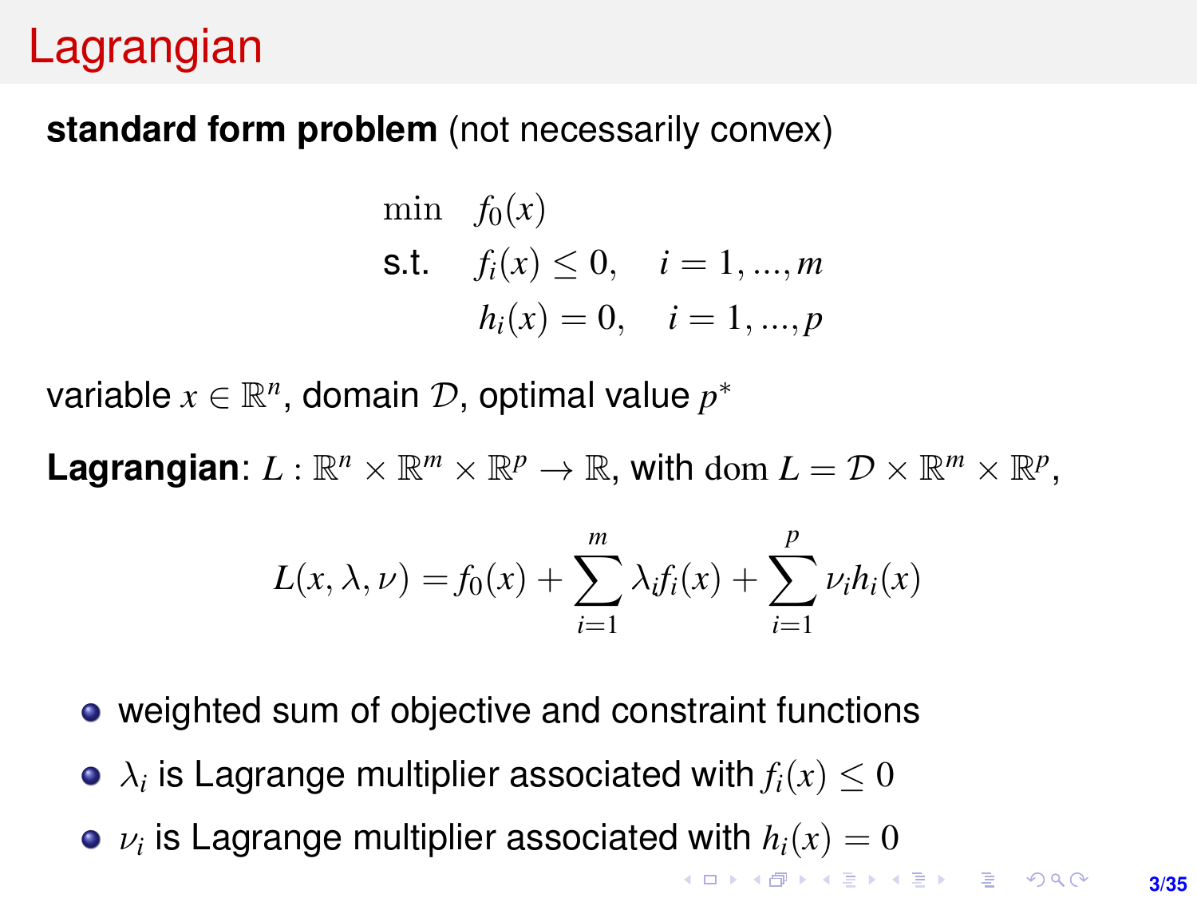# Lagrangian

**standard form problem** (not necessarily convex)

$$
\begin{array}{ll}
\min & f_0(x) \\
\text{s.t.} & f_i(x) \leq 0, \quad i = 1, ..., m \\
 & h_i(x) = 0, \quad i = 1, ..., p
\end{array}
$$

variable $x \in \mathbb{R}^n$, domain $\mathcal{D}$, optimal value $p^*$

**Lagrangian**: $L : \mathbb{R}^n \times \mathbb{R}^m \times \mathbb{R}^p \to \mathbb{R}$, with $\operatorname{dom} L = \mathcal{D} \times \mathbb{R}^m \times \mathbb{R}^p$,

$$
L(x, \lambda, \nu) = f_0(x) + \sum_{i=1}^{m} \lambda_i f_i(x) + \sum_{i=1}^{p} \nu_i h_i(x)
$$

- weighted sum of objective and constraint functions
- $\lambda_i$ is Lagrange multiplier associated with $f_i(x) \leq 0$
- $\nu_i$ is Lagrange multiplier associated with $h_i(x) = 0$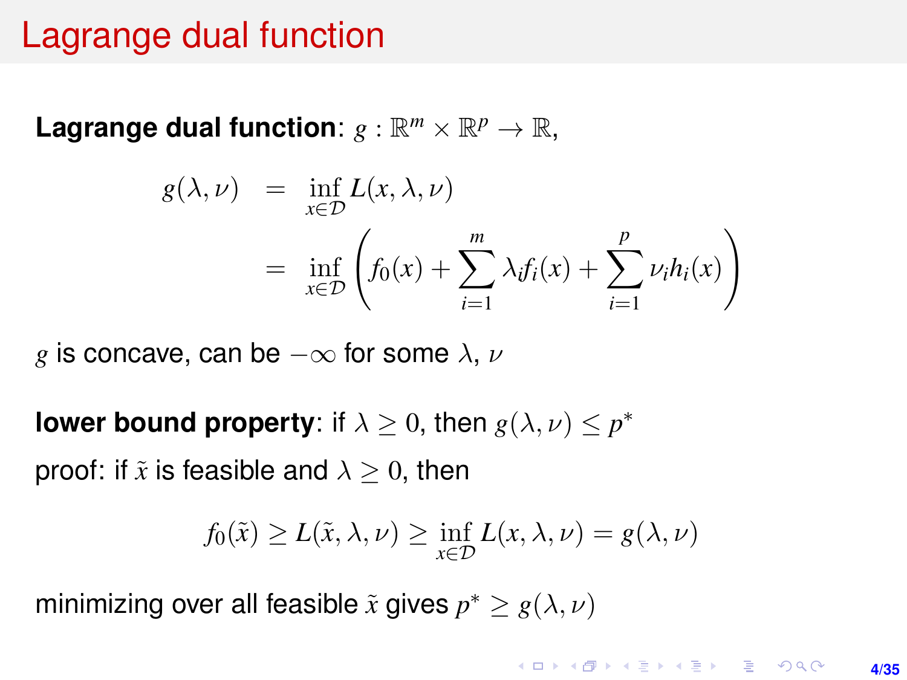# Lagrange dual function

**Lagrange dual function**: $g : \mathbb{R}^m \times \mathbb{R}^p \to \mathbb{R}$,

$$
\begin{aligned}
g(\lambda, \nu) &= \inf_{x \in \mathcal{D}} L(x, \lambda, \nu) \\
&= \inf_{x \in \mathcal{D}} \left( f_0(x) + \sum_{i=1}^{m} \lambda_i f_i(x) + \sum_{i=1}^{p} \nu_i h_i(x) \right)
\end{aligned}
$$

$g$ is concave, can be $-\infty$ for some $\lambda$, $\nu$

**lower bound property**: if $\lambda \geq 0$, then $g(\lambda, \nu) \leq p^*$

proof: if $\tilde{x}$ is feasible and $\lambda \geq 0$, then

$$
f_0(\tilde{x}) \geq L(\tilde{x}, \lambda, \nu) \geq \inf_{x \in \mathcal{D}} L(x, \lambda, \nu) = g(\lambda, \nu)
$$

minimizing over all feasible $\tilde{x}$ gives $p^* \geq g(\lambda, \nu)$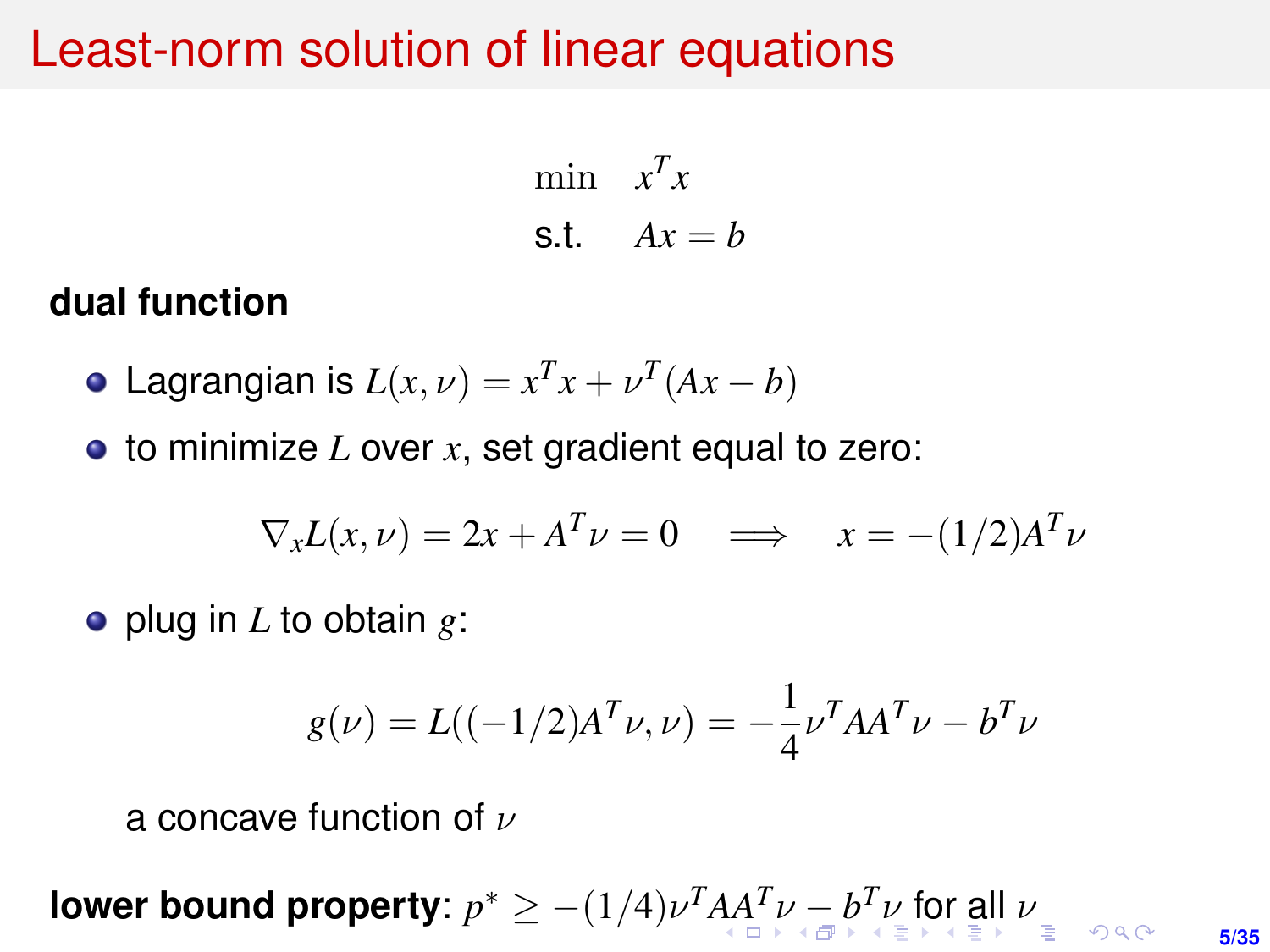# Least-norm solution of linear equations

$$\begin{array}{ll} \min & x^T x \\ \text{s.t.} & Ax = b \end{array}$$

**dual function**

- Lagrangian is $L(x, \nu) = x^T x + \nu^T(Ax - b)$
- to minimize $L$ over $x$, set gradient equal to zero:

$$\nabla_x L(x, \nu) = 2x + A^T \nu = 0 \quad \Longrightarrow \quad x = -(1/2)A^T \nu$$

- plug in $L$ to obtain $g$:

$$g(\nu) = L((-1/2)A^T \nu, \nu) = -\frac{1}{4}\nu^T A A^T \nu - b^T \nu$$

  a concave function of $\nu$

**lower bound property**: $p^* \geq -(1/4)\nu^T A A^T \nu - b^T \nu$ for all $\nu$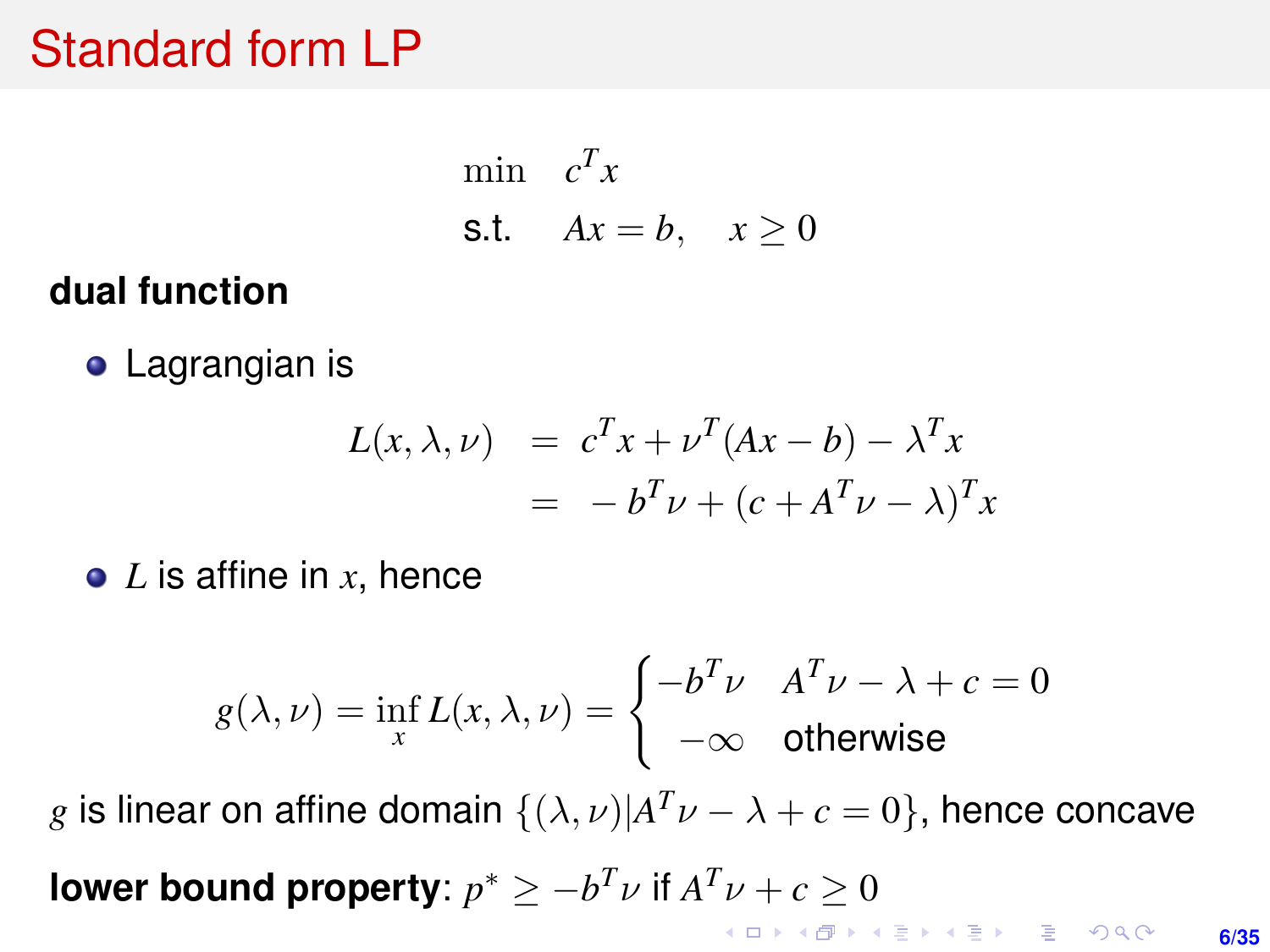# Standard form LP

$$
\begin{aligned}
\min \quad & c^T x \\
\text{s.t.} \quad & Ax = b, \quad x \geq 0
\end{aligned}
$$

**dual function**

- Lagrangian is

$$
\begin{aligned}
L(x, \lambda, \nu) &= c^T x + \nu^T (Ax - b) - \lambda^T x \\
&= -b^T \nu + (c + A^T \nu - \lambda)^T x
\end{aligned}
$$

- $L$ is affine in $x$, hence

$$
g(\lambda, \nu) = \inf_x L(x, \lambda, \nu) = \begin{cases} -b^T \nu & A^T \nu - \lambda + c = 0 \\ -\infty & \text{otherwise} \end{cases}
$$

$g$ is linear on affine domain $\{(\lambda, \nu) | A^T \nu - \lambda + c = 0\}$, hence concave

**lower bound property**: $p^* \geq -b^T \nu$ if $A^T \nu + c \geq 0$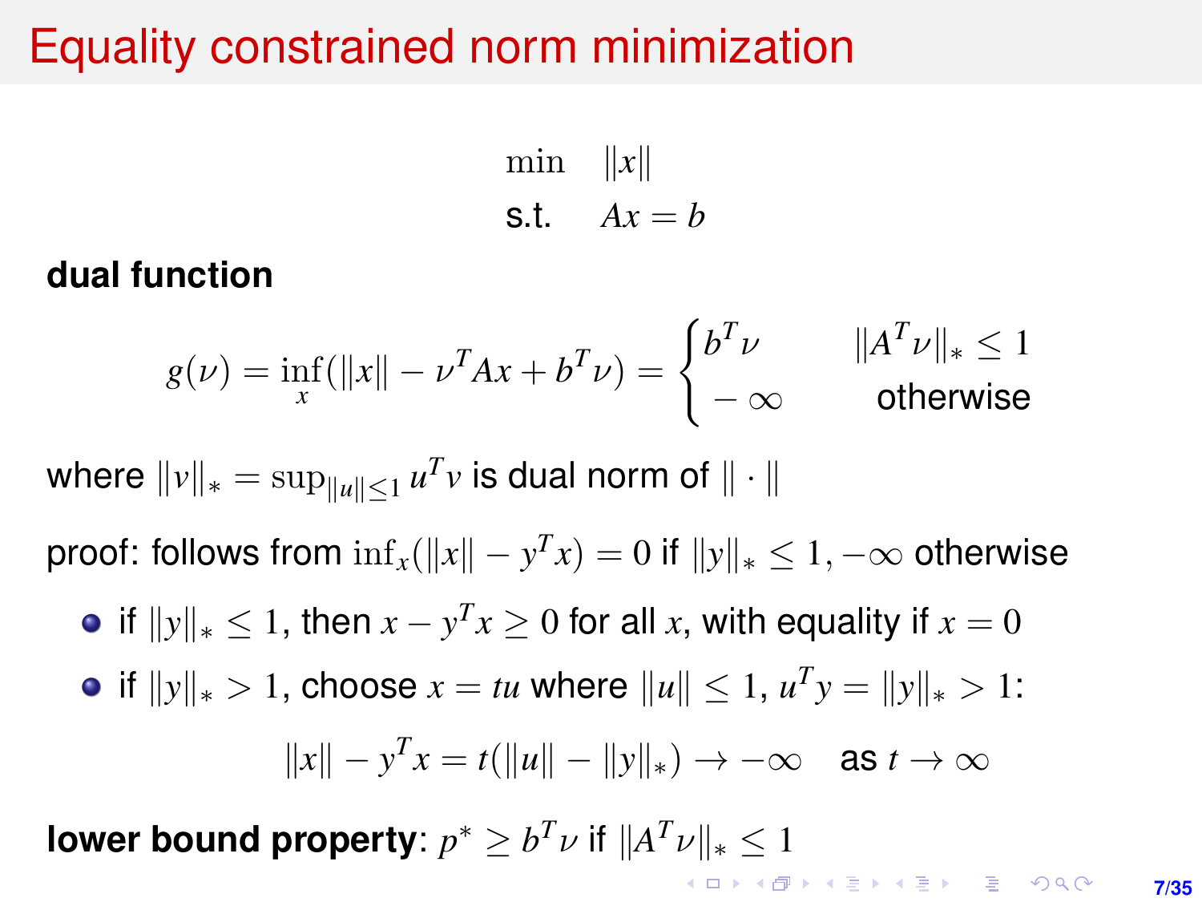# Equality constrained norm minimization

$$
\begin{array}{ll}
\min & \|x\| \\
\text{s.t.} & Ax = b
\end{array}
$$

**dual function**

$$
g(\nu) = \inf_x (\|x\| - \nu^T A x + b^T \nu) = \begin{cases} b^T \nu & \|A^T \nu\|_* \leq 1 \\ -\infty & \text{otherwise} \end{cases}
$$

where $\|v\|_* = \sup_{\|u\| \leq 1} u^T v$ is dual norm of $\| \cdot \|$

proof: follows from $\inf_x (\|x\| - y^T x) = 0$ if $\|y\|_* \leq 1$, $-\infty$ otherwise

- if $\|y\|_* \leq 1$, then $x - y^T x \geq 0$ for all $x$, with equality if $x = 0$
- if $\|y\|_* > 1$, choose $x = tu$ where $\|u\| \leq 1$, $u^T y = \|y\|_* > 1$:

$$
\|x\| - y^T x = t(\|u\| - \|y\|_*) \to -\infty \quad \text{as } t \to \infty
$$

**lower bound property**: $p^* \geq b^T \nu$ if $\|A^T \nu\|_* \leq 1$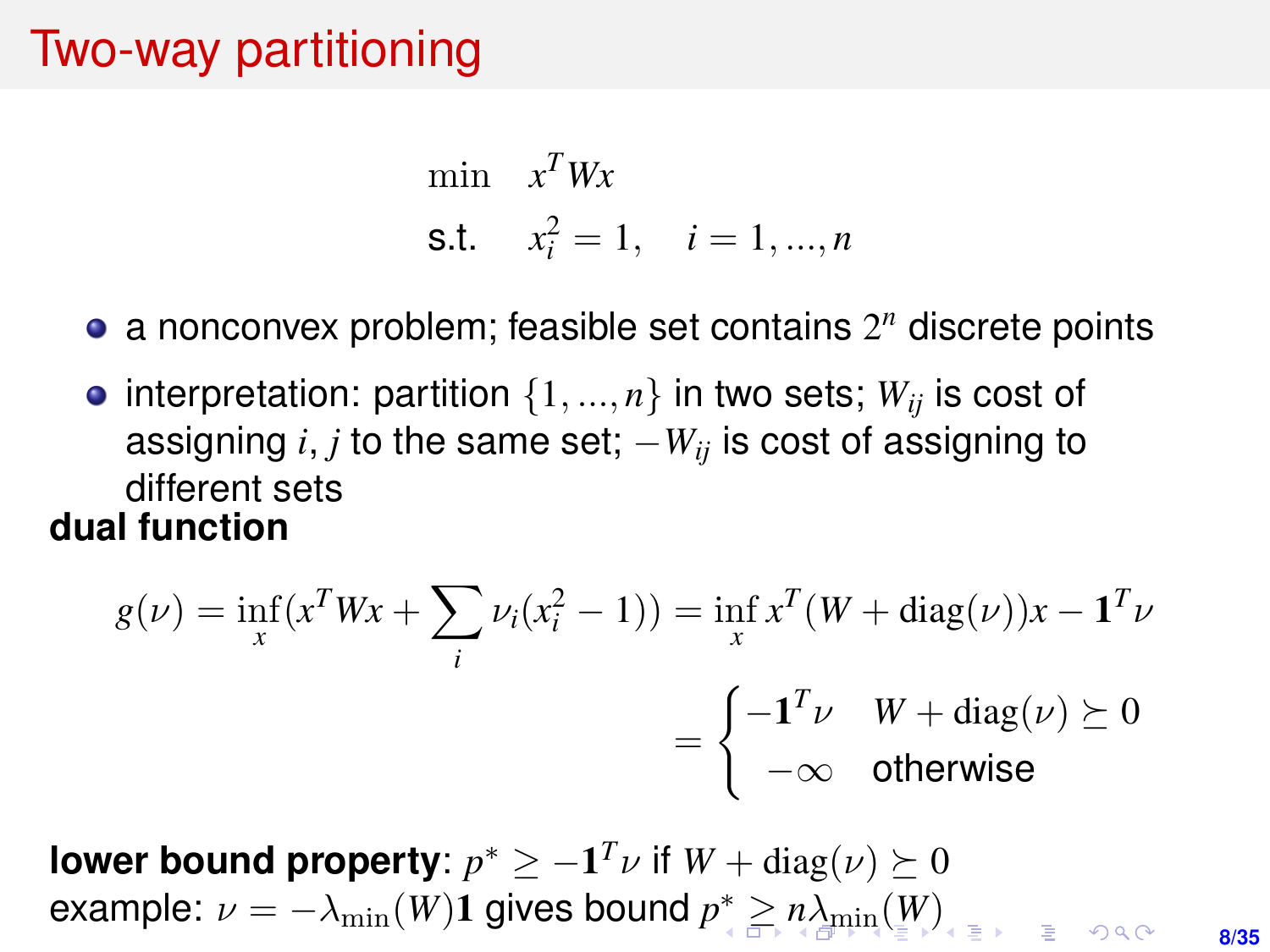# Two-way partitioning

$$
\begin{array}{ll}
\min & x^T W x \\
\text{s.t.} & x_i^2 = 1, \quad i = 1, ..., n
\end{array}
$$

- a nonconvex problem; feasible set contains $2^n$ discrete points
- interpretation: partition $\{1, ..., n\}$ in two sets; $W_{ij}$ is cost of assigning $i, j$ to the same set; $-W_{ij}$ is cost of assigning to different sets

**dual function**

$$
g(\nu) = \inf_x (x^T W x + \sum_i \nu_i (x_i^2 - 1)) = \inf_x x^T (W + \mathrm{diag}(\nu)) x - \mathbf{1}^T \nu
$$

$$
= \begin{cases} -\mathbf{1}^T \nu & W + \mathrm{diag}(\nu) \succeq 0 \\ -\infty & \text{otherwise} \end{cases}
$$

**lower bound property**: $p^* \geq -\mathbf{1}^T \nu$ if $W + \mathrm{diag}(\nu) \succeq 0$
example: $\nu = -\lambda_{\min}(W)\mathbf{1}$ gives bound $p^* \geq n\lambda_{\min}(W)$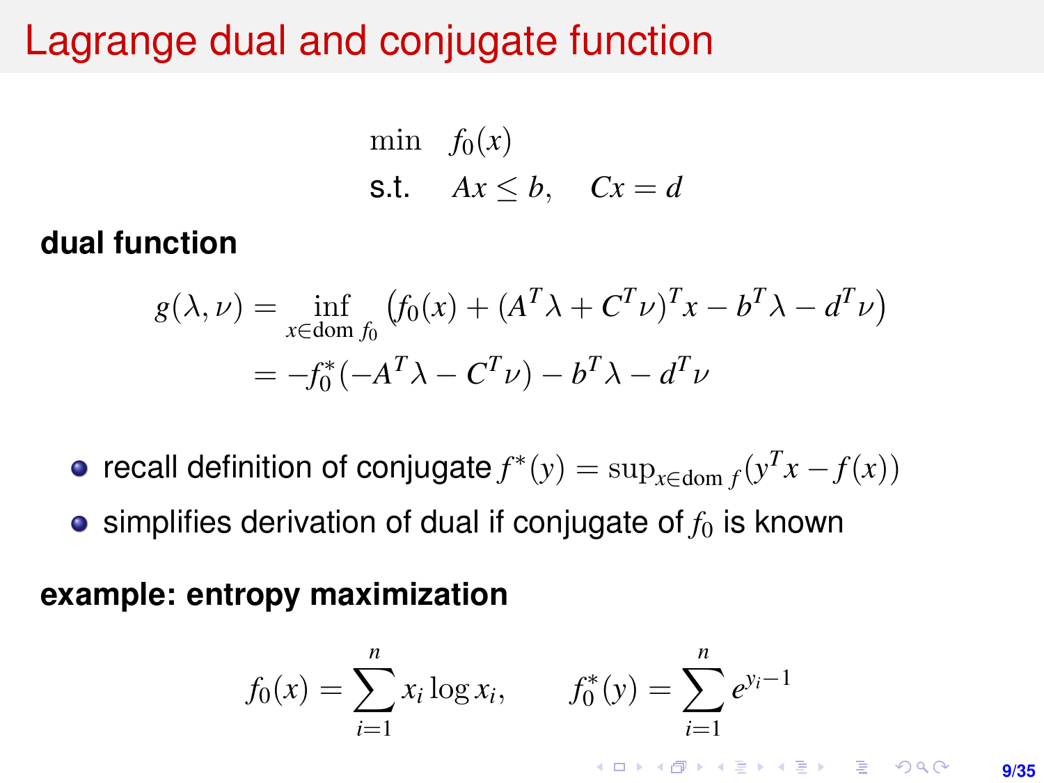# Lagrange dual and conjugate function

$$
\begin{array}{ll}
\min & f_0(x) \\
\text{s.t.} & Ax \leq b, \quad Cx = d
\end{array}
$$

**dual function**

$$
\begin{aligned}
g(\lambda, \nu) &= \inf_{x \in \text{dom } f_0} \left( f_0(x) + (A^T\lambda + C^T\nu)^T x - b^T\lambda - d^T\nu \right) \\
&= -f_0^*(-A^T\lambda - C^T\nu) - b^T\lambda - d^T\nu
\end{aligned}
$$

- recall definition of conjugate $f^*(y) = \sup_{x \in \text{dom } f} (y^T x - f(x))$
- simplifies derivation of dual if conjugate of $f_0$ is known

**example: entropy maximization**

$$
f_0(x) = \sum_{i=1}^{n} x_i \log x_i, \qquad f_0^*(y) = \sum_{i=1}^{n} e^{y_i - 1}
$$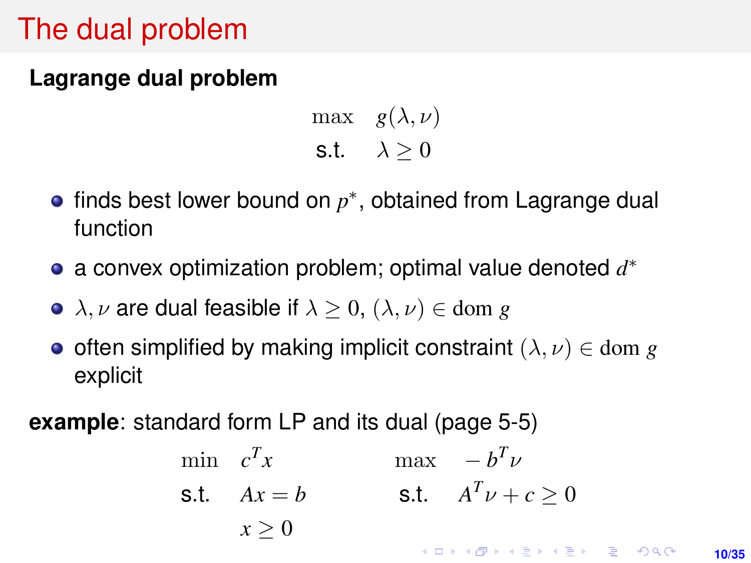# The dual problem

**Lagrange dual problem**

$$
\begin{array}{ll}
\max & g(\lambda, \nu) \\
\text{s.t.} & \lambda \geq 0
\end{array}
$$

- finds best lower bound on $p^*$, obtained from Lagrange dual function
- a convex optimization problem; optimal value denoted $d^*$
- $\lambda, \nu$ are dual feasible if $\lambda \geq 0$, $(\lambda, \nu) \in \mathrm{dom}\, g$
- often simplified by making implicit constraint $(\lambda, \nu) \in \mathrm{dom}\, g$ explicit

**example**: standard form LP and its dual (page 5-5)

$$
\begin{array}{ll}
\min & c^T x \\
\text{s.t.} & Ax = b \\
 & x \geq 0
\end{array}
\qquad\qquad
\begin{array}{ll}
\max & -b^T \nu \\
\text{s.t.} & A^T \nu + c \geq 0
\end{array}
$$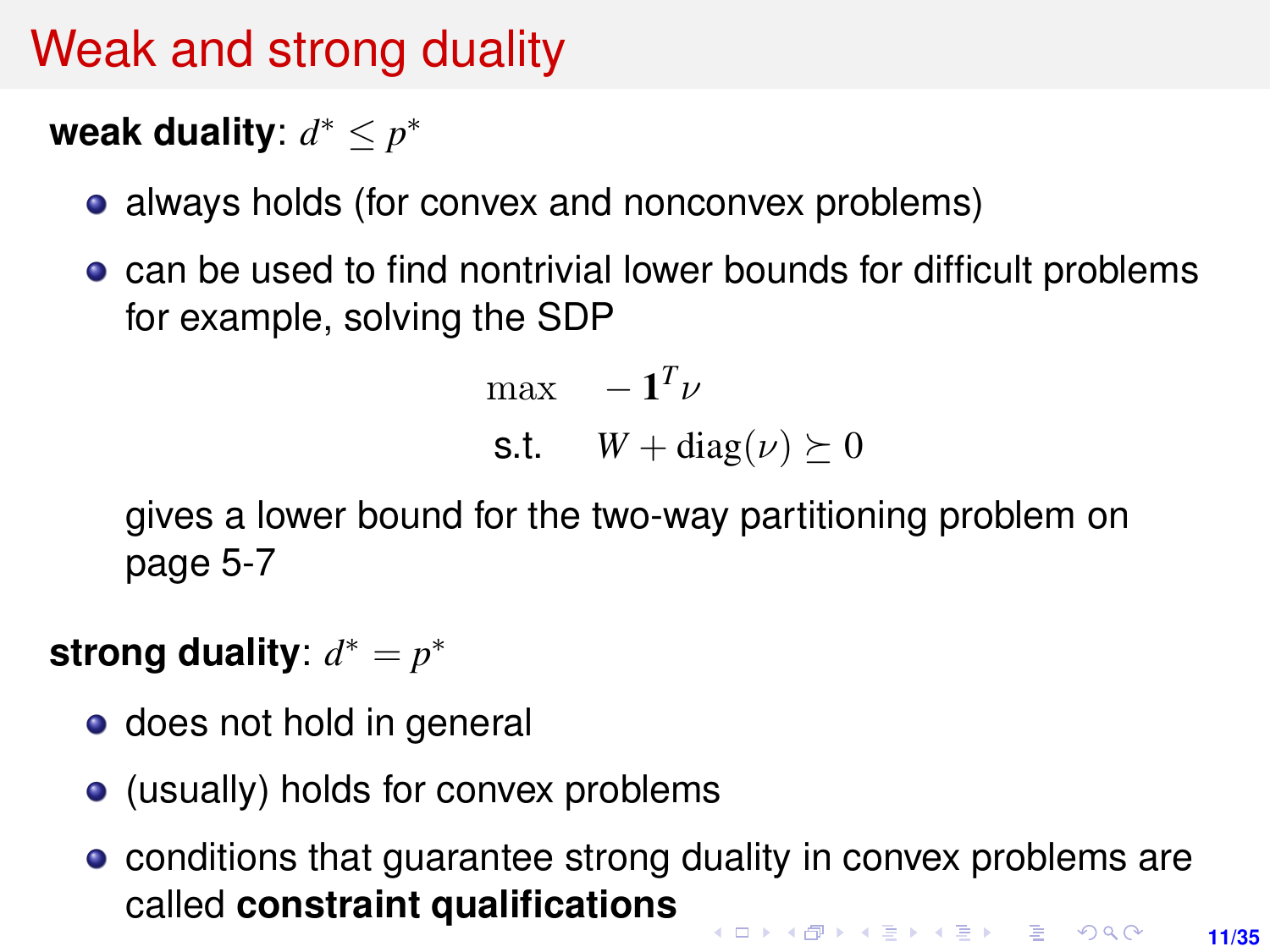# Weak and strong duality

**weak duality**: $d^* \leq p^*$

- always holds (for convex and nonconvex problems)
- can be used to find nontrivial lower bounds for difficult problems for example, solving the SDP

$$
\begin{array}{ll}
\max & -\mathbf{1}^T \nu \\
\text{s.t.} & W + \operatorname{diag}(\nu) \succeq 0
\end{array}
$$

  gives a lower bound for the two-way partitioning problem on page 5-7

**strong duality**: $d^* = p^*$

- does not hold in general
- (usually) holds for convex problems
- conditions that guarantee strong duality in convex problems are called **constraint qualifications**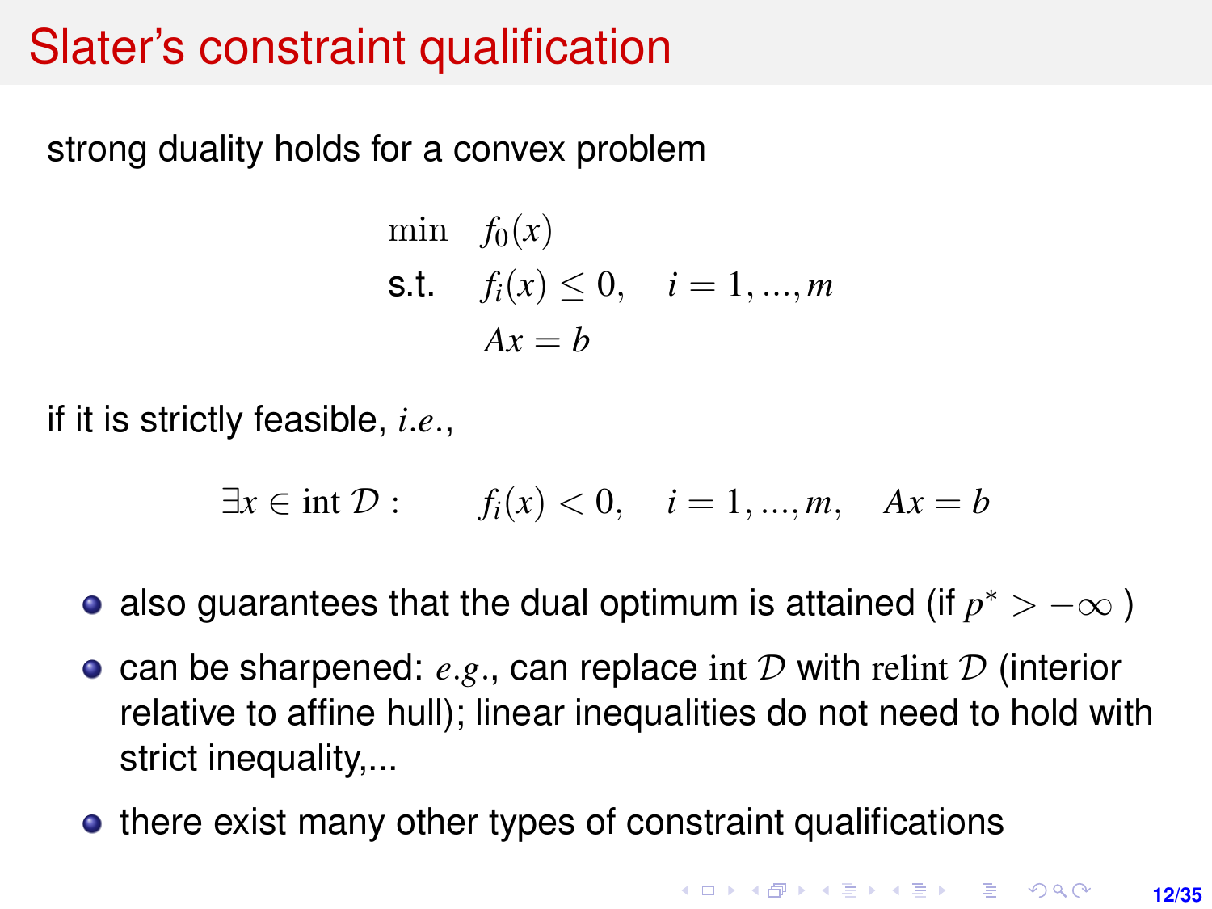# Slater's constraint qualification

strong duality holds for a convex problem

$$
\begin{array}{ll}
\min & f_0(x) \\
\text{s.t.} & f_i(x) \leq 0, \quad i = 1, ..., m \\
& Ax = b
\end{array}
$$

if it is strictly feasible, *i.e.*,

$$
\exists x \in \operatorname{int} \mathcal{D} : \qquad f_i(x) < 0, \quad i = 1, ..., m, \quad Ax = b
$$

- also guarantees that the dual optimum is attained (if $p^* > -\infty$ )
- can be sharpened: *e.g.*, can replace $\operatorname{int} \mathcal{D}$ with $\operatorname{relint} \mathcal{D}$ (interior relative to affine hull); linear inequalities do not need to hold with strict inequality,...
- there exist many other types of constraint qualifications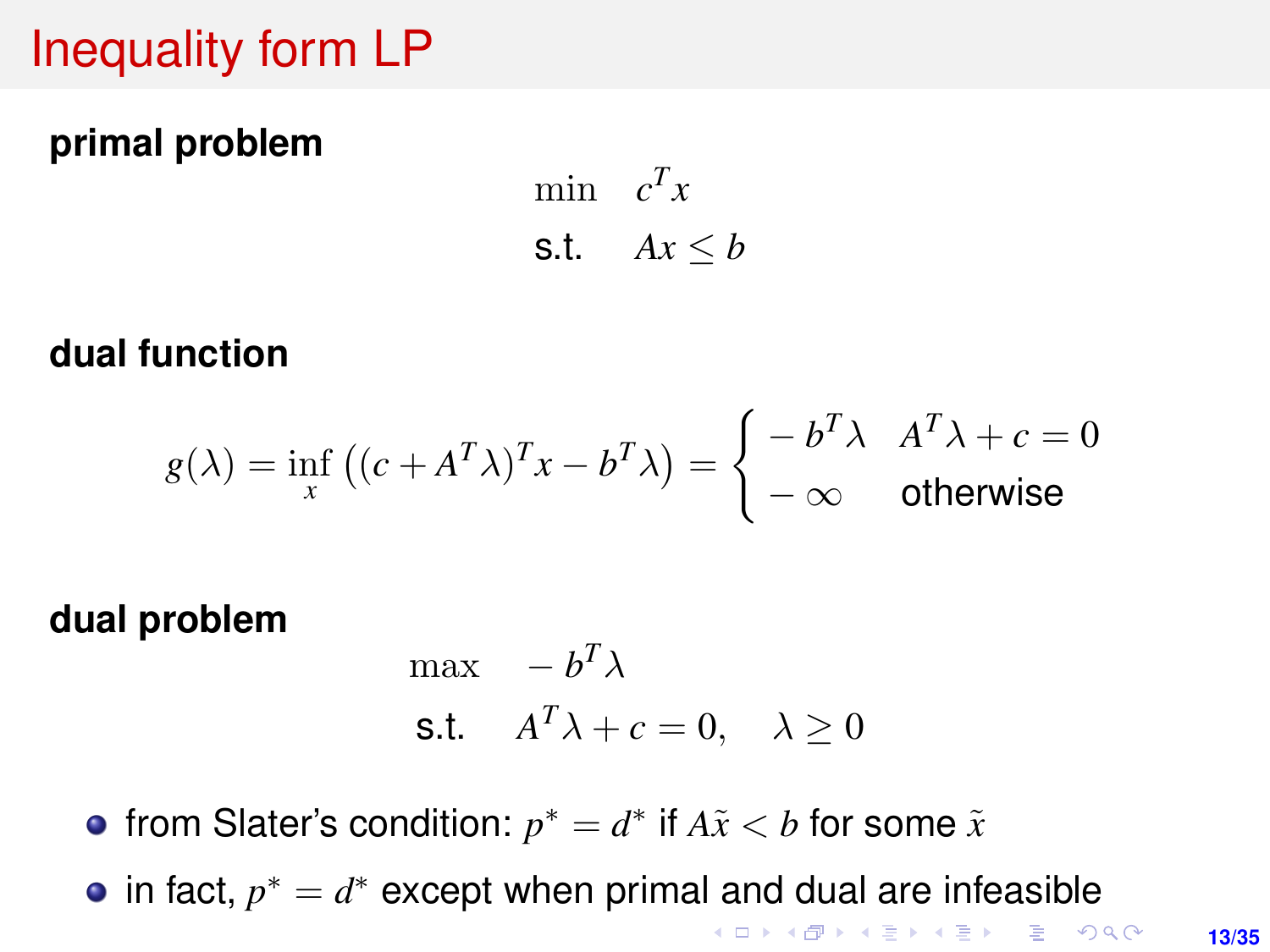# Inequality form LP

**primal problem**

$$
\begin{array}{ll}
\min & c^T x \\
\text{s.t.} & Ax \leq b
\end{array}
$$

**dual function**

$$
g(\lambda) = \inf_x \left( (c + A^T \lambda)^T x - b^T \lambda \right) = \begin{cases} -b^T \lambda & A^T \lambda + c = 0 \\ -\infty & \text{otherwise} \end{cases}
$$

**dual problem**

$$
\begin{array}{ll}
\max & -b^T \lambda \\
\text{s.t.} & A^T \lambda + c = 0, \quad \lambda \geq 0
\end{array}
$$

- from Slater's condition: $p^* = d^*$ if $A\tilde{x} < b$ for some $\tilde{x}$
- in fact, $p^* = d^*$ except when primal and dual are infeasible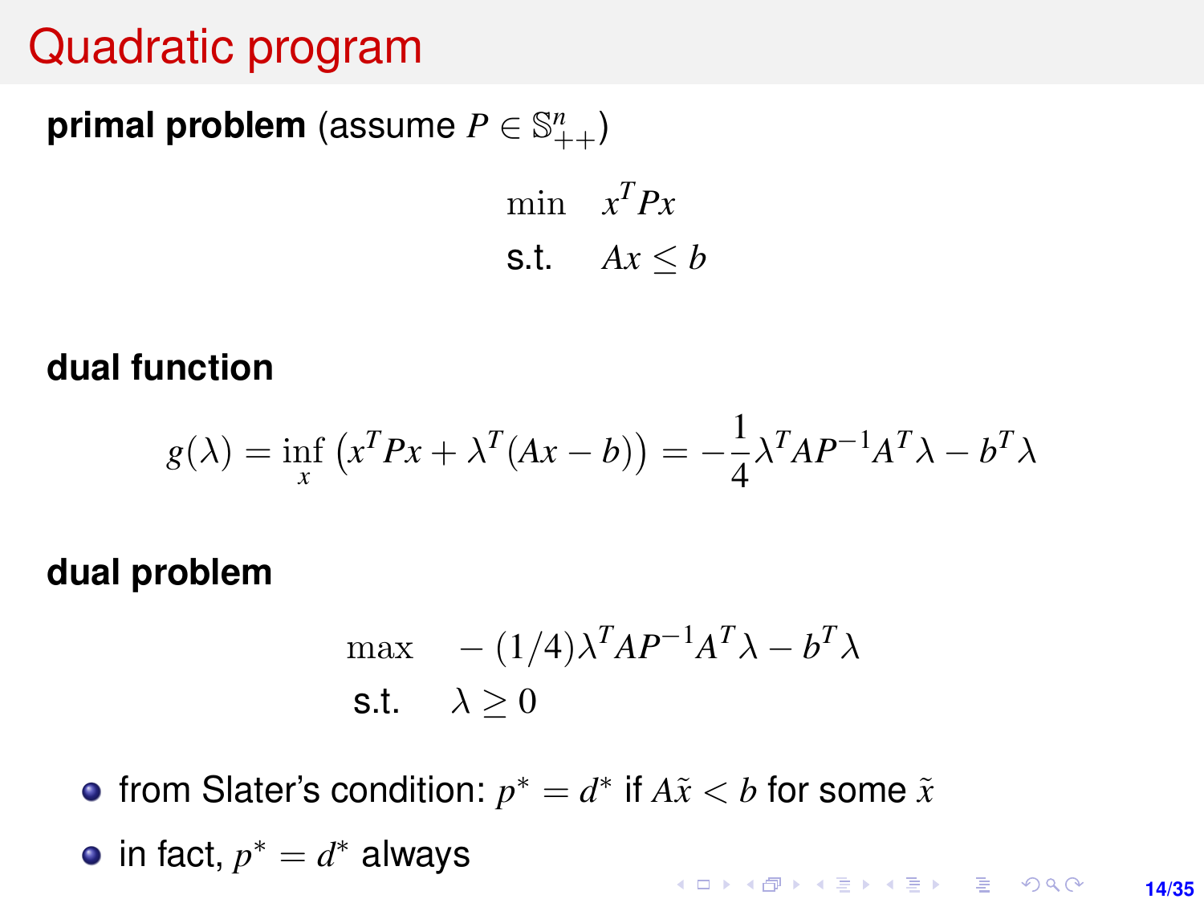# Quadratic program

**primal problem** (assume $P \in \mathbb{S}^n_{++}$)

$$
\begin{array}{ll}
\min & x^T P x \\
\text{s.t.} & Ax \leq b
\end{array}
$$

**dual function**

$$
g(\lambda) = \inf_x \left( x^T P x + \lambda^T (Ax - b) \right) = -\frac{1}{4} \lambda^T A P^{-1} A^T \lambda - b^T \lambda
$$

**dual problem**

$$
\begin{array}{ll}
\max & -(1/4) \lambda^T A P^{-1} A^T \lambda - b^T \lambda \\
\text{s.t.} & \lambda \geq 0
\end{array}
$$

- from Slater's condition: $p^* = d^*$ if $A\tilde{x} < b$ for some $\tilde{x}$
- in fact, $p^* = d^*$ always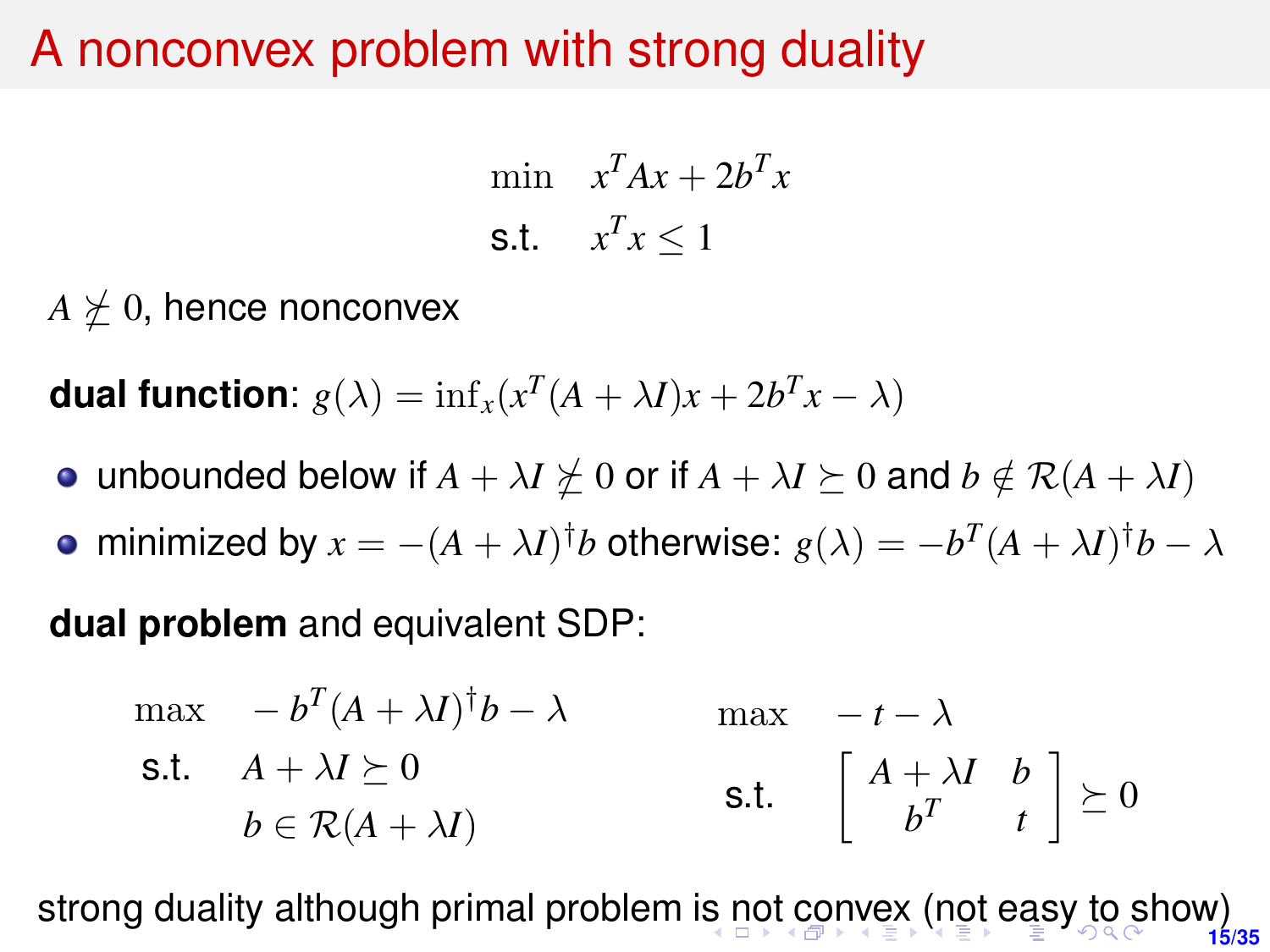# A nonconvex problem with strong duality

$$
\begin{array}{ll}
\min & x^T A x + 2b^T x \\
\text{s.t.} & x^T x \leq 1
\end{array}
$$

$A \not\succeq 0$, hence nonconvex

**dual function**: $g(\lambda) = \inf_x (x^T(A + \lambda I)x + 2b^T x - \lambda)$

- unbounded below if $A + \lambda I \not\succeq 0$ or if $A + \lambda I \succeq 0$ and $b \notin \mathcal{R}(A + \lambda I)$
- minimized by $x = -(A + \lambda I)^\dagger b$ otherwise: $g(\lambda) = -b^T(A + \lambda I)^\dagger b - \lambda$

**dual problem** and equivalent SDP:

$$
\begin{array}{ll}
\max & -b^T(A + \lambda I)^\dagger b - \lambda \\
\text{s.t.} & A + \lambda I \succeq 0 \\
 & b \in \mathcal{R}(A + \lambda I)
\end{array}
\qquad
\begin{array}{ll}
\max & -t - \lambda \\
\text{s.t.} & \begin{bmatrix} A + \lambda I & b \\ b^T & t \end{bmatrix} \succeq 0
\end{array}
$$

strong duality although primal problem is not convex (not easy to show)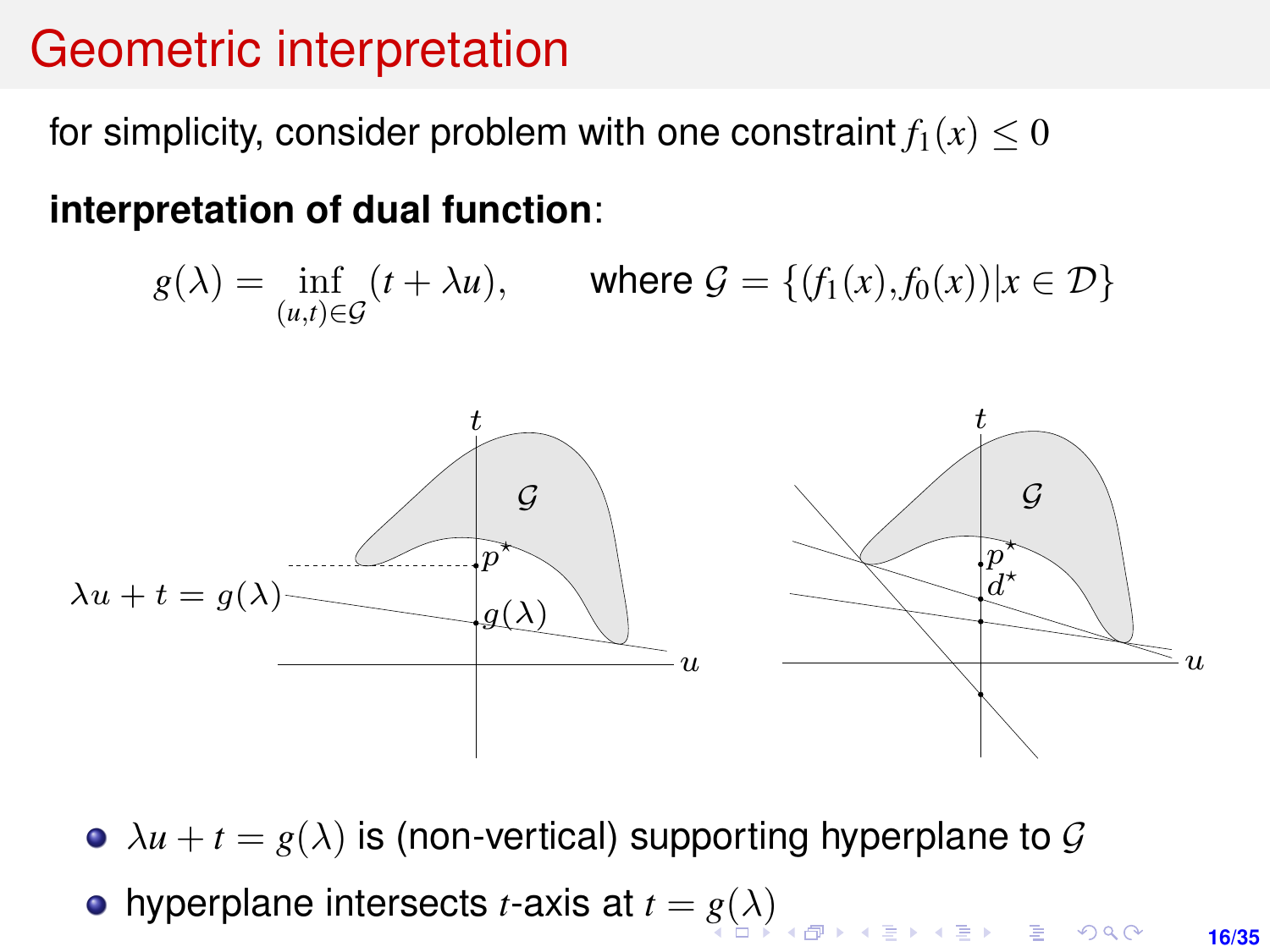# Geometric interpretation

for simplicity, consider problem with one constraint $f_1(x) \leq 0$

**interpretation of dual function**:

$$g(\lambda) = \inf_{(u,t)\in\mathcal{G}} (t + \lambda u), \qquad \text{where } \mathcal{G} = \{(f_1(x), f_0(x)) | x \in \mathcal{D}\}$$

- $\lambda u + t = g(\lambda)$ is (non-vertical) supporting hyperplane to $\mathcal{G}$
- hyperplane intersects $t$-axis at $t = g(\lambda)$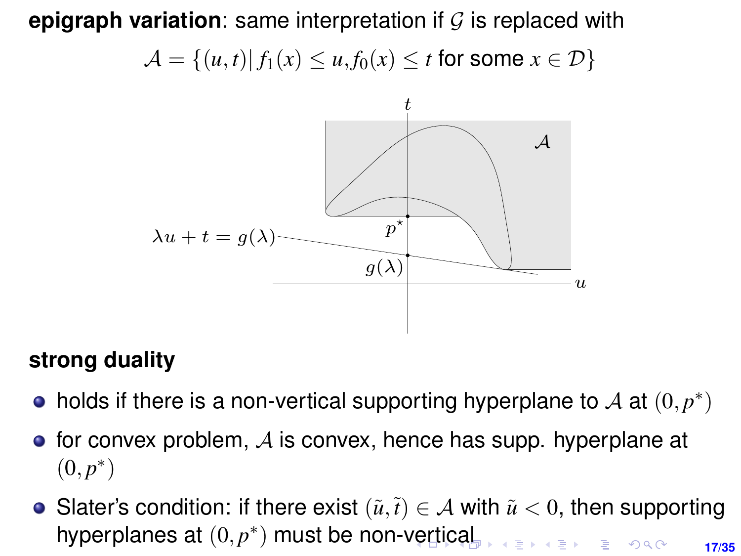**epigraph variation**: same interpretation if $\mathcal{G}$ is replaced with

$$\mathcal{A} = \{(u,t) \mid f_1(x) \leq u, f_0(x) \leq t \text{ for some } x \in \mathcal{D}\}$$

**strong duality**

- holds if there is a non-vertical supporting hyperplane to $\mathcal{A}$ at $(0, p^*)$
- for convex problem, $\mathcal{A}$ is convex, hence has supp. hyperplane at $(0, p^*)$
- Slater's condition: if there exist $(\tilde{u}, \tilde{t}) \in \mathcal{A}$ with $\tilde{u} < 0$, then supporting hyperplanes at $(0, p^*)$ must be non-vertical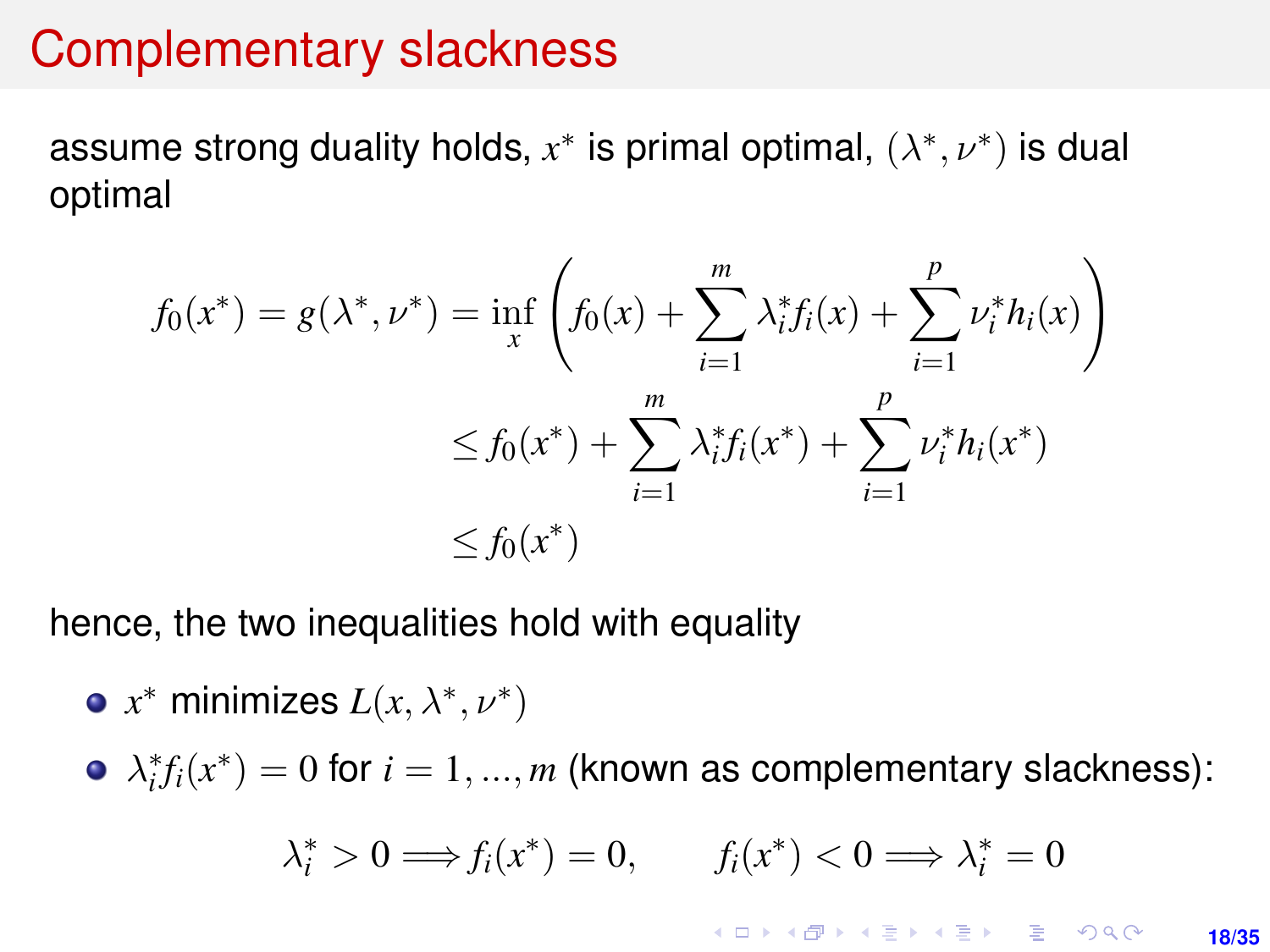# Complementary slackness

assume strong duality holds, $x^*$ is primal optimal, $(\lambda^*, \nu^*)$ is dual optimal

$$
\begin{aligned}
f_0(x^*) = g(\lambda^*, \nu^*) &= \inf_x \left( f_0(x) + \sum_{i=1}^{m} \lambda_i^* f_i(x) + \sum_{i=1}^{p} \nu_i^* h_i(x) \right) \\
&\leq f_0(x^*) + \sum_{i=1}^{m} \lambda_i^* f_i(x^*) + \sum_{i=1}^{p} \nu_i^* h_i(x^*) \\
&\leq f_0(x^*)
\end{aligned}
$$

hence, the two inequalities hold with equality

- $x^*$ minimizes $L(x, \lambda^*, \nu^*)$
- $\lambda_i^* f_i(x^*) = 0$ for $i = 1, ..., m$ (known as complementary slackness):

$$
\lambda_i^* > 0 \Longrightarrow f_i(x^*) = 0, \qquad f_i(x^*) < 0 \Longrightarrow \lambda_i^* = 0
$$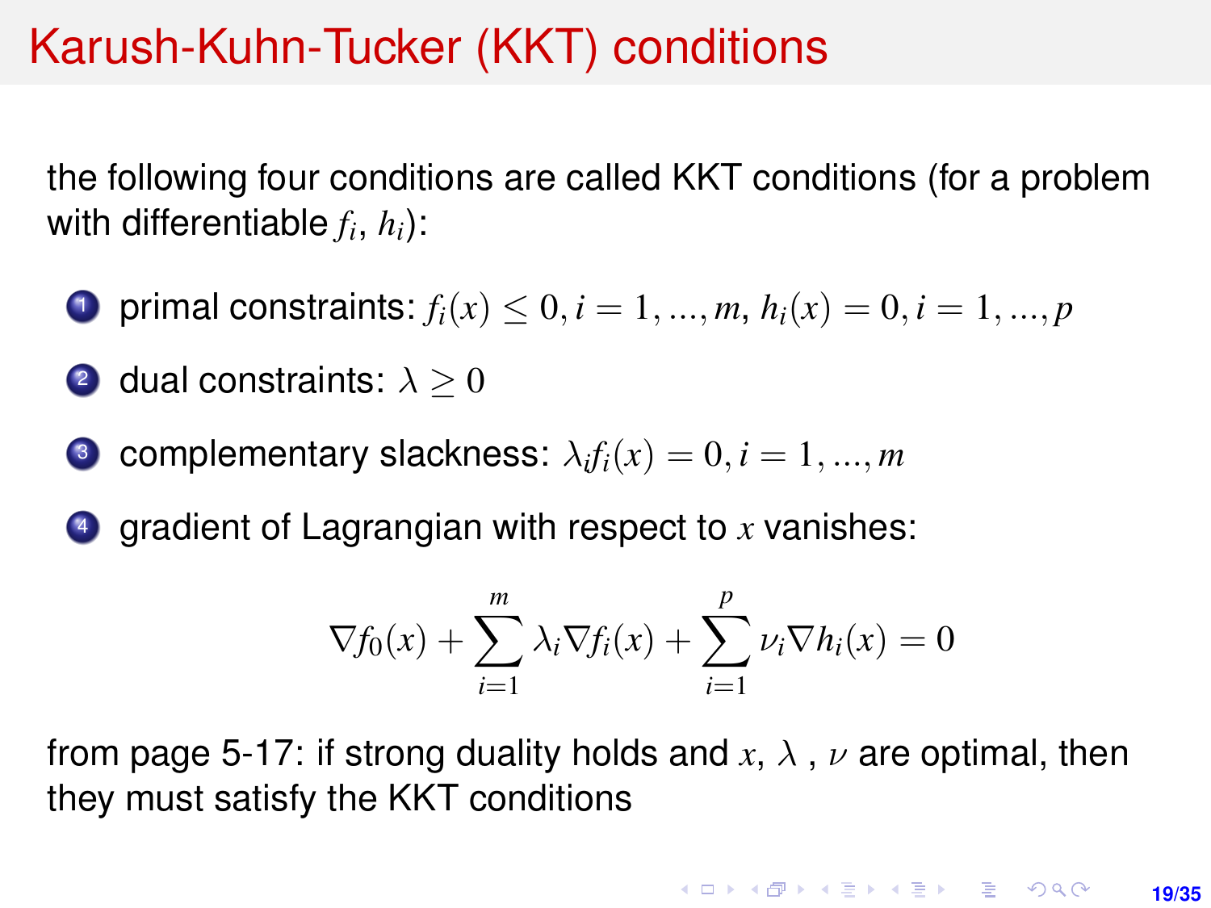# Karush-Kuhn-Tucker (KKT) conditions

the following four conditions are called KKT conditions (for a problem with differentiable $f_i$, $h_i$):

1. primal constraints: $f_i(x) \leq 0, i = 1, ..., m$, $h_i(x) = 0, i = 1, ..., p$
2. dual constraints: $\lambda \geq 0$
3. complementary slackness: $\lambda_i f_i(x) = 0, i = 1, ..., m$
4. gradient of Lagrangian with respect to $x$ vanishes:

$$\nabla f_0(x) + \sum_{i=1}^{m} \lambda_i \nabla f_i(x) + \sum_{i=1}^{p} \nu_i \nabla h_i(x) = 0$$

from page 5-17: if strong duality holds and $x$, $\lambda$ , $\nu$ are optimal, then they must satisfy the KKT conditions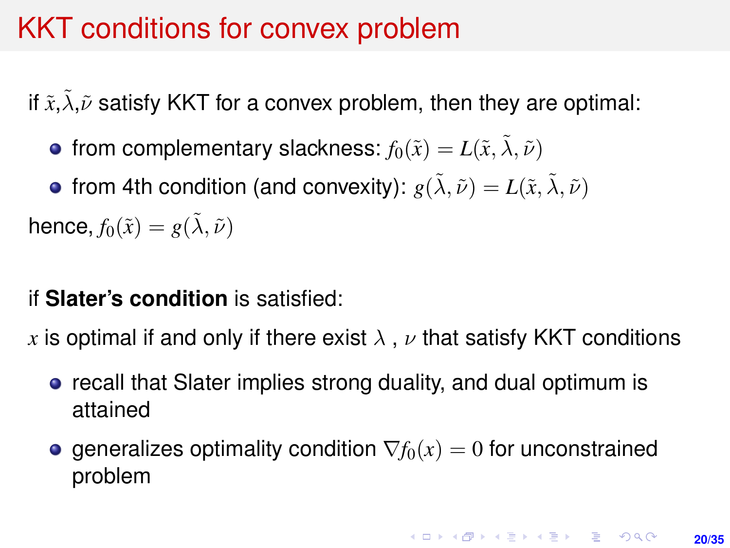# KKT conditions for convex problem

if $\tilde{x}$,$\tilde{\lambda}$,$\tilde{\nu}$ satisfy KKT for a convex problem, then they are optimal:

- from complementary slackness: $f_0(\tilde{x}) = L(\tilde{x}, \tilde{\lambda}, \tilde{\nu})$
- from 4th condition (and convexity): $g(\tilde{\lambda}, \tilde{\nu}) = L(\tilde{x}, \tilde{\lambda}, \tilde{\nu})$

hence, $f_0(\tilde{x}) = g(\tilde{\lambda}, \tilde{\nu})$

if **Slater's condition** is satisfied:

$x$ is optimal if and only if there exist $\lambda$ , $\nu$ that satisfy KKT conditions

- recall that Slater implies strong duality, and dual optimum is attained
- generalizes optimality condition $\nabla f_0(x) = 0$ for unconstrained problem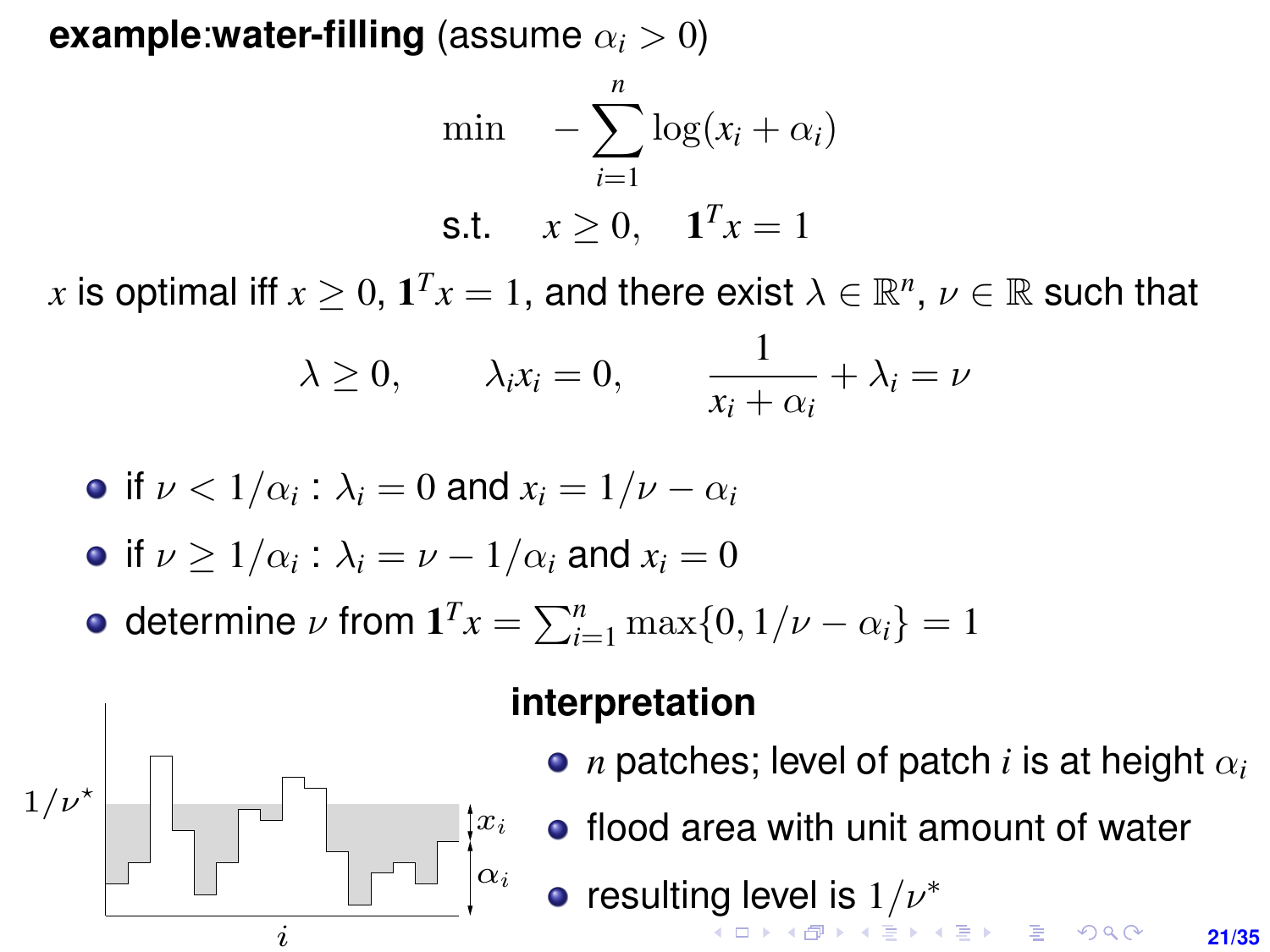**example**:**water-filling** (assume $\alpha_i > 0$)

$$
\begin{array}{ll}
\min & -\sum_{i=1}^{n} \log(x_i + \alpha_i) \\
\text{s.t.} & x \geq 0, \quad \mathbf{1}^T x = 1
\end{array}
$$

$x$ is optimal iff $x \geq 0$, $\mathbf{1}^T x = 1$, and there exist $\lambda \in \mathbb{R}^n$, $\nu \in \mathbb{R}$ such that

$$
\lambda \geq 0, \qquad \lambda_i x_i = 0, \qquad \frac{1}{x_i + \alpha_i} + \lambda_i = \nu
$$

- if $\nu < 1/\alpha_i$ : $\lambda_i = 0$ and $x_i = 1/\nu - \alpha_i$
- if $\nu \geq 1/\alpha_i$ : $\lambda_i = \nu - 1/\alpha_i$ and $x_i = 0$
- determine $\nu$ from $\mathbf{1}^T x = \sum_{i=1}^{n} \max\{0, 1/\nu - \alpha_i\} = 1$

**interpretation**

- $n$ patches; level of patch $i$ is at height $\alpha_i$
- flood area with unit amount of water
- resulting level is $1/\nu^*$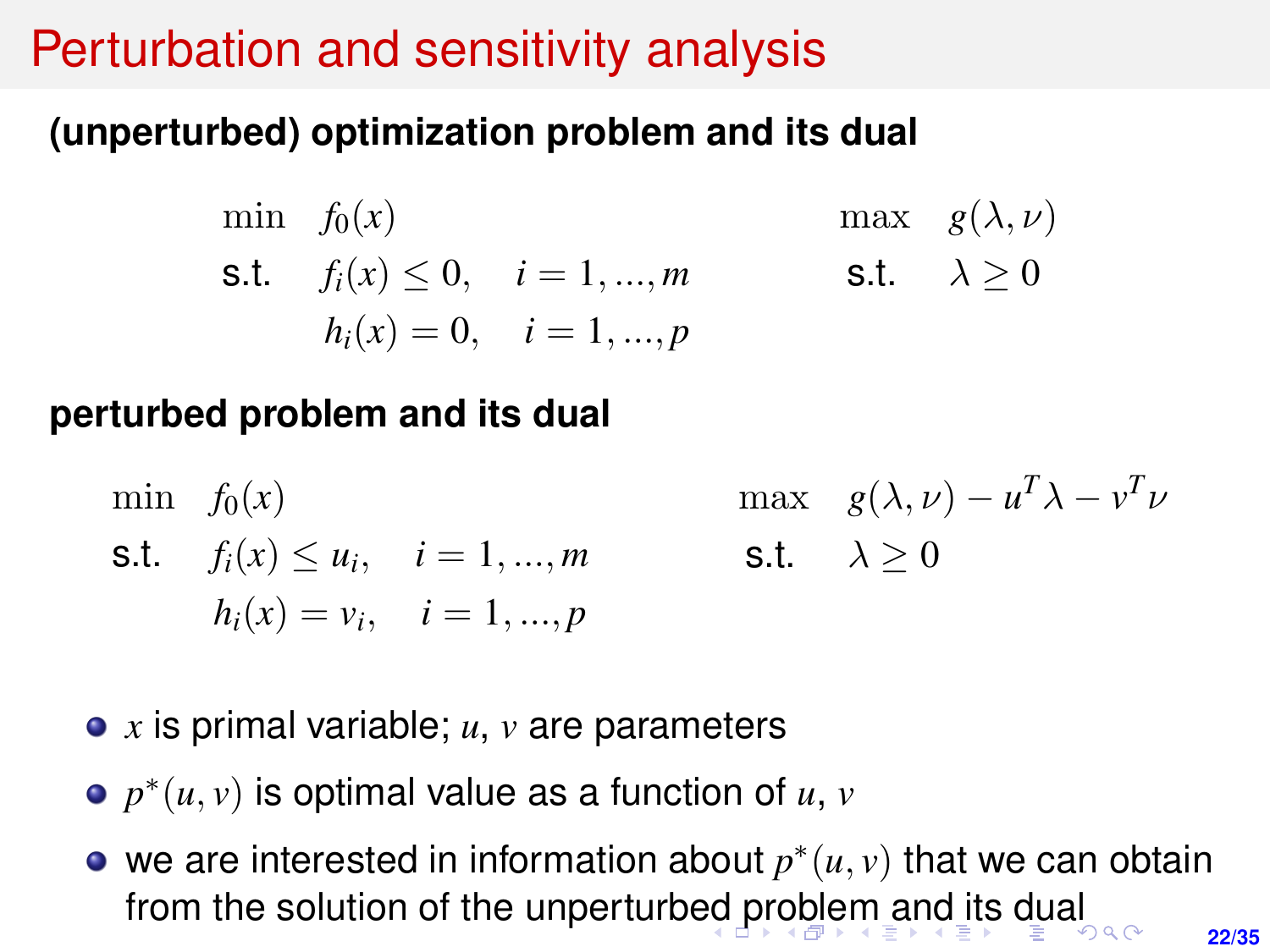# Perturbation and sensitivity analysis

**(unperturbed) optimization problem and its dual**

$$
\begin{array}{ll}
\min & f_0(x) \\
\text{s.t.} & f_i(x) \leq 0, \quad i = 1, ..., m \\
& h_i(x) = 0, \quad i = 1, ..., p
\end{array}
\qquad
\begin{array}{ll}
\max & g(\lambda, \nu) \\
\text{s.t.} & \lambda \geq 0
\end{array}
$$

**perturbed problem and its dual**

$$
\begin{array}{ll}
\min & f_0(x) \\
\text{s.t.} & f_i(x) \leq u_i, \quad i = 1, ..., m \\
& h_i(x) = v_i, \quad i = 1, ..., p
\end{array}
\qquad
\begin{array}{ll}
\max & g(\lambda, \nu) - u^T\lambda - v^T\nu \\
\text{s.t.} & \lambda \geq 0
\end{array}
$$

- $x$ is primal variable; $u$, $v$ are parameters
- $p^*(u, v)$ is optimal value as a function of $u$, $v$
- we are interested in information about $p^*(u, v)$ that we can obtain from the solution of the unperturbed problem and its dual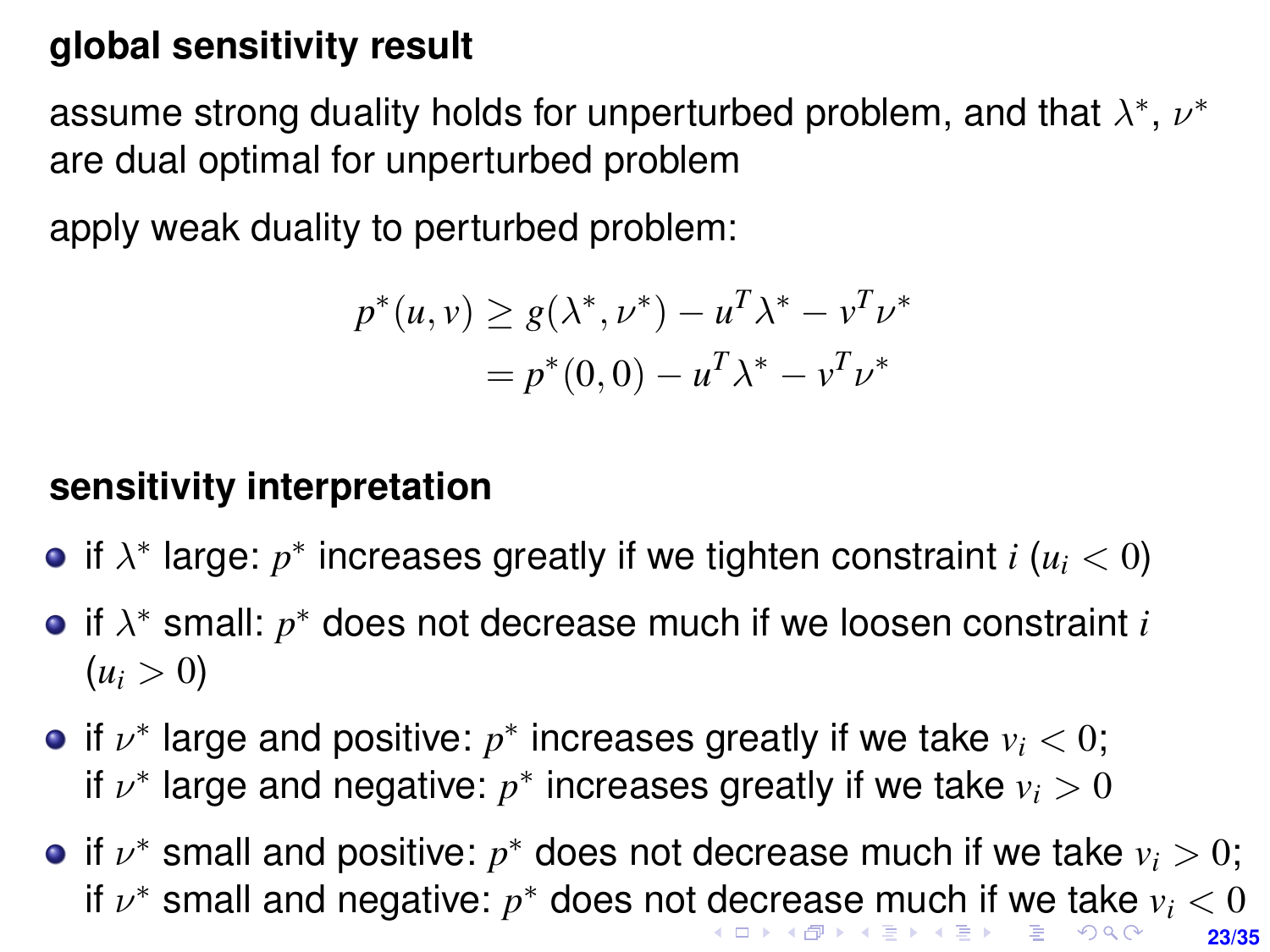**global sensitivity result**

assume strong duality holds for unperturbed problem, and that $\lambda^*$, $\nu^*$ are dual optimal for unperturbed problem

apply weak duality to perturbed problem:

$$
\begin{aligned}
p^*(u,v) &\geq g(\lambda^*, \nu^*) - u^T\lambda^* - v^T\nu^* \\
&= p^*(0,0) - u^T\lambda^* - v^T\nu^*
\end{aligned}
$$

**sensitivity interpretation**

- if $\lambda^*$ large: $p^*$ increases greatly if we tighten constraint $i$ ($u_i < 0$)
- if $\lambda^*$ small: $p^*$ does not decrease much if we loosen constraint $i$ ($u_i > 0$)
- if $\nu^*$ large and positive: $p^*$ increases greatly if we take $v_i < 0$;
  if $\nu^*$ large and negative: $p^*$ increases greatly if we take $v_i > 0$
- if $\nu^*$ small and positive: $p^*$ does not decrease much if we take $v_i > 0$;
  if $\nu^*$ small and negative: $p^*$ does not decrease much if we take $v_i < 0$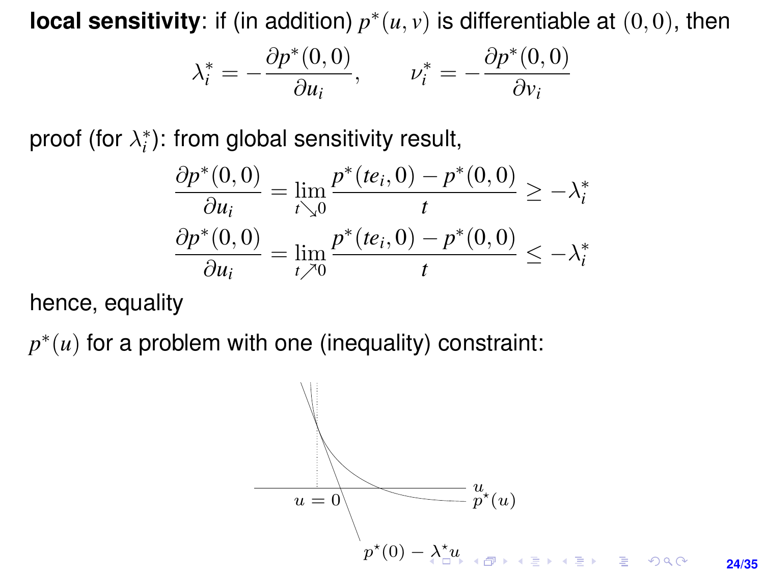**local sensitivity**: if (in addition) $p^*(u,v)$ is differentiable at $(0,0)$, then

$$\lambda_i^* = -\frac{\partial p^*(0,0)}{\partial u_i}, \qquad \nu_i^* = -\frac{\partial p^*(0,0)}{\partial v_i}$$

proof (for $\lambda_i^*$): from global sensitivity result,

$$\frac{\partial p^*(0,0)}{\partial u_i} = \lim_{t \searrow 0} \frac{p^*(te_i,0) - p^*(0,0)}{t} \geq -\lambda_i^*$$

$$\frac{\partial p^*(0,0)}{\partial u_i} = \lim_{t \nearrow 0} \frac{p^*(te_i,0) - p^*(0,0)}{t} \leq -\lambda_i^*$$

hence, equality

$p^*(u)$ for a problem with one (inequality) constraint:

$u = 0$ $\quad u \quad p^\star(u) \quad p^\star(0) - \lambda^\star u$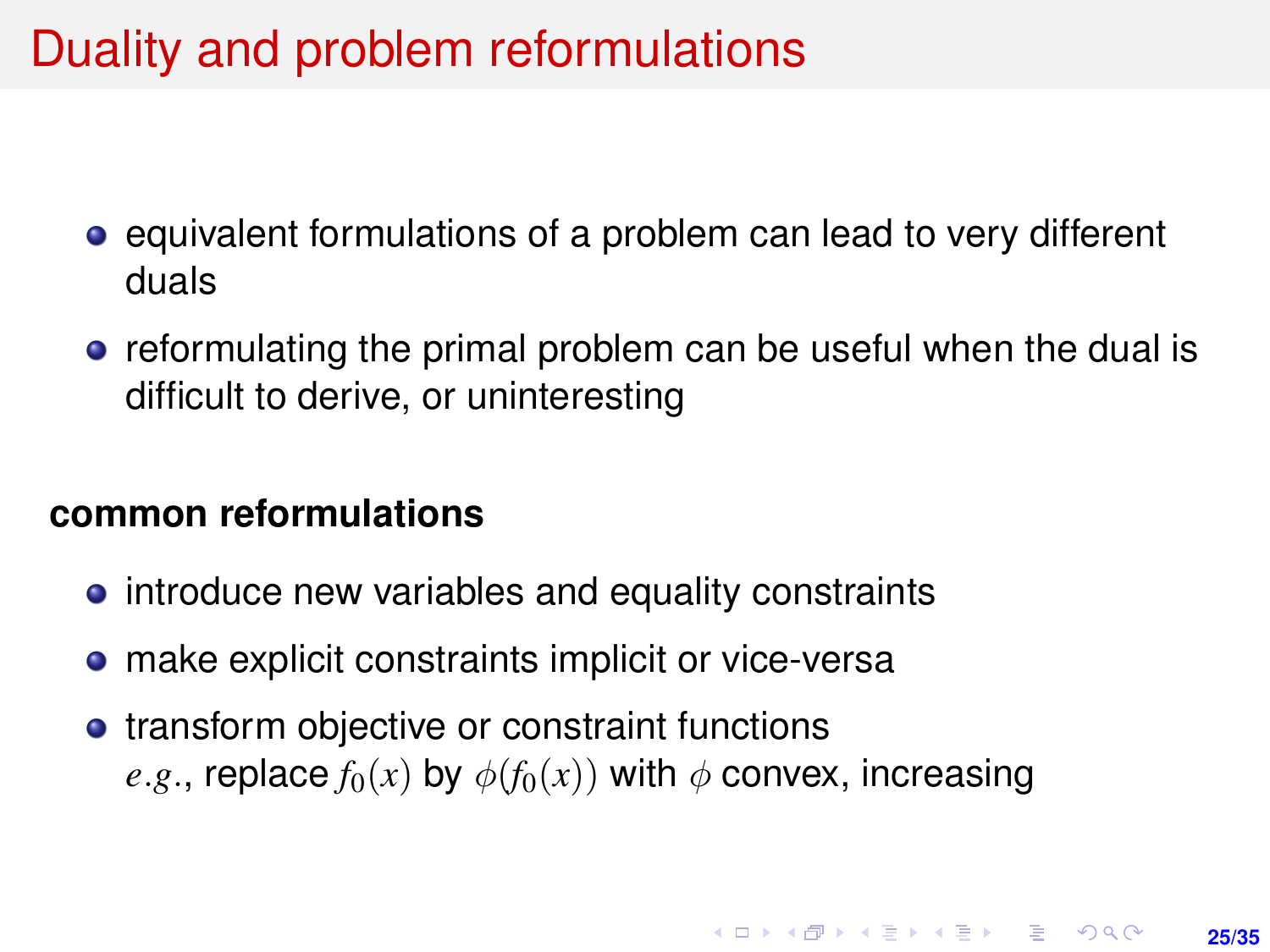# Duality and problem reformulations

- equivalent formulations of a problem can lead to very different duals
- reformulating the primal problem can be useful when the dual is difficult to derive, or uninteresting

**common reformulations**

- introduce new variables and equality constraints
- make explicit constraints implicit or vice-versa
- transform objective or constraint functions
  *e.g.*, replace $f_0(x)$ by $\phi(f_0(x))$ with $\phi$ convex, increasing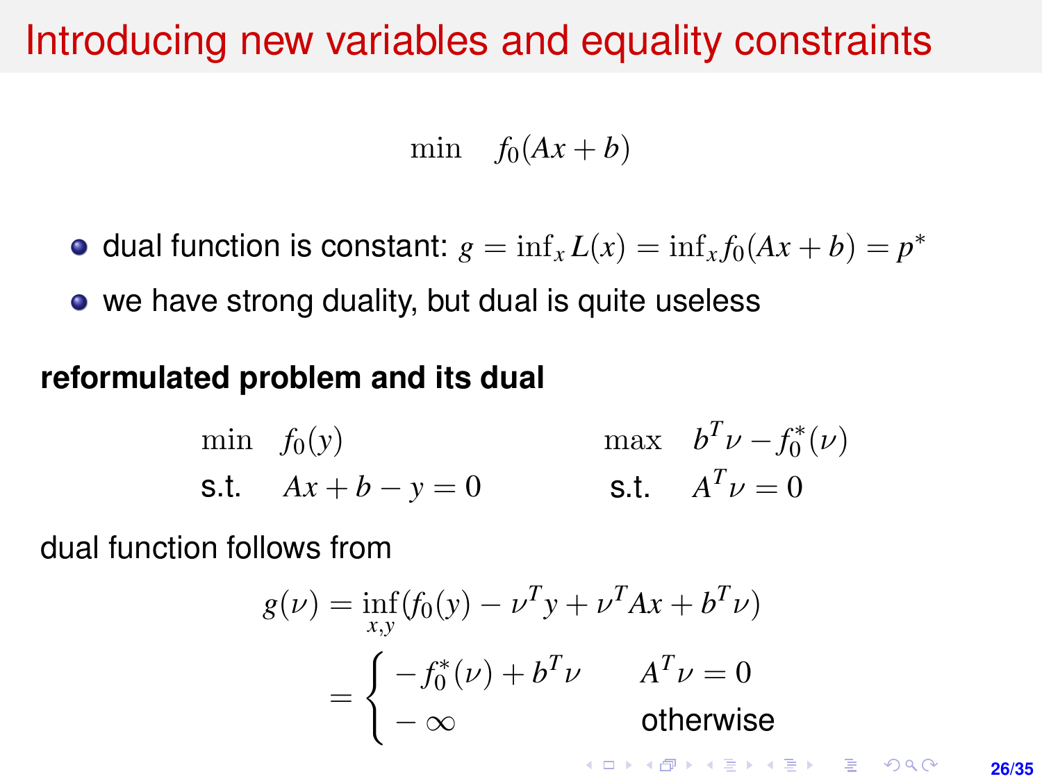# Introducing new variables and equality constraints

$$\min \quad f_0(Ax + b)$$

- dual function is constant: $g = \inf_x L(x) = \inf_x f_0(Ax + b) = p^*$
- we have strong duality, but dual is quite useless

**reformulated problem and its dual**

$$\begin{array}{ll} \min & f_0(y) \\ \text{s.t.} & Ax + b - y = 0 \end{array} \qquad\qquad \begin{array}{ll} \max & b^T\nu - f_0^*(\nu) \\ \text{s.t.} & A^T\nu = 0 \end{array}$$

dual function follows from

$$\begin{aligned} g(\nu) &= \inf_{x,y}(f_0(y) - \nu^T y + \nu^T Ax + b^T\nu) \\ &= \begin{cases} -f_0^*(\nu) + b^T\nu & A^T\nu = 0 \\ -\infty & \text{otherwise} \end{cases} \end{aligned}$$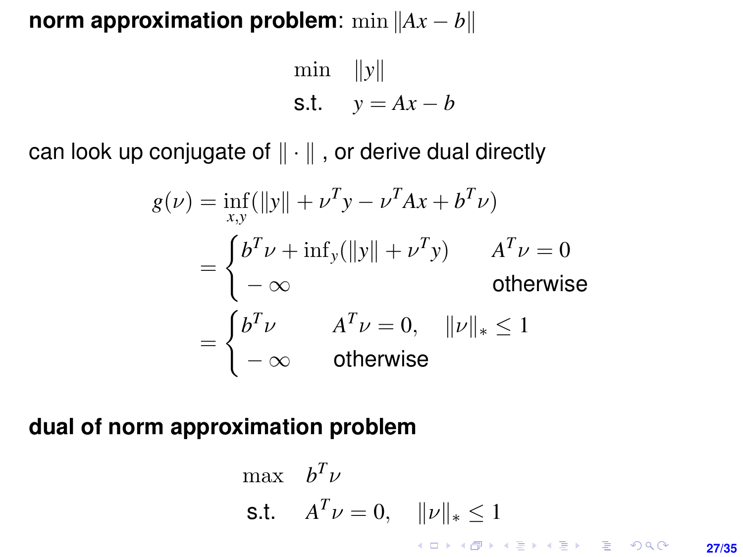**norm approximation problem**: $\min \|Ax - b\|$

$$
\begin{array}{ll}
\min & \|y\| \\
\text{s.t.} & y = Ax - b
\end{array}
$$

can look up conjugate of $\|\cdot\|$ , or derive dual directly

$$
\begin{aligned}
g(\nu) &= \inf_{x,y}(\|y\| + \nu^T y - \nu^T Ax + b^T \nu) \\
&= \begin{cases} b^T \nu + \inf_y(\|y\| + \nu^T y) & A^T \nu = 0 \\ -\infty & \text{otherwise} \end{cases} \\
&= \begin{cases} b^T \nu & A^T \nu = 0, \quad \|\nu\|_* \leq 1 \\ -\infty & \text{otherwise} \end{cases}
\end{aligned}
$$

**dual of norm approximation problem**

$$
\begin{array}{ll}
\max & b^T \nu \\
\text{s.t.} & A^T \nu = 0, \quad \|\nu\|_* \leq 1
\end{array}
$$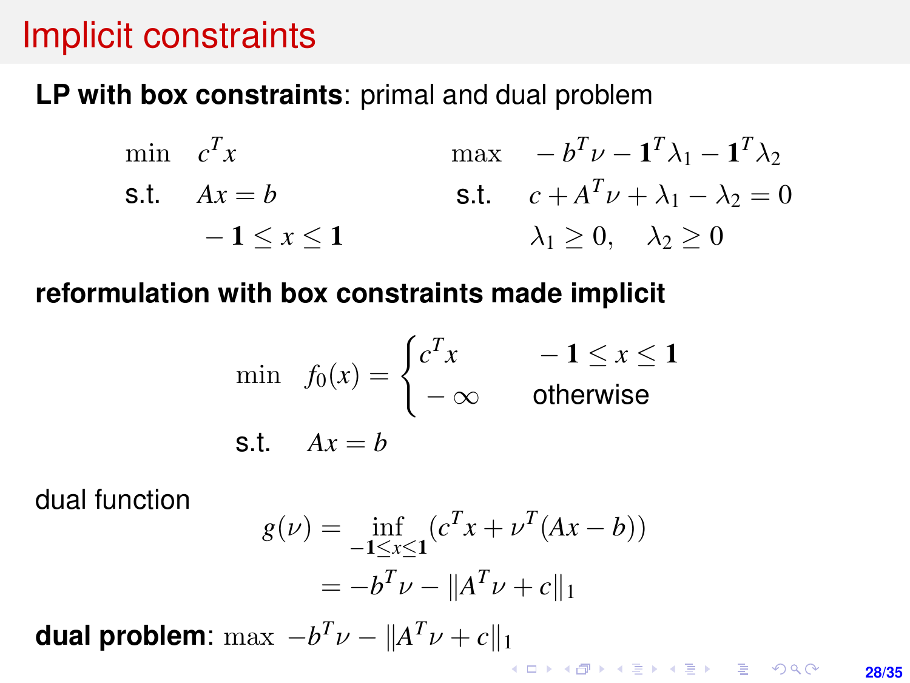# Implicit constraints

**LP with box constraints**: primal and dual problem

$$
\begin{array}{ll}
\min & c^T x \\
\text{s.t.} & Ax = b \\
 & -\mathbf{1} \leq x \leq \mathbf{1}
\end{array}
\qquad\qquad
\begin{array}{ll}
\max & -b^T \nu - \mathbf{1}^T \lambda_1 - \mathbf{1}^T \lambda_2 \\
\text{s.t.} & c + A^T \nu + \lambda_1 - \lambda_2 = 0 \\
 & \lambda_1 \geq 0, \quad \lambda_2 \geq 0
\end{array}
$$

**reformulation with box constraints made implicit**

$$
\begin{array}{ll}
\min & f_0(x) = \begin{cases} c^T x & -\mathbf{1} \leq x \leq \mathbf{1} \\ -\infty & \text{otherwise} \end{cases} \\
\text{s.t.} & Ax = b
\end{array}
$$

dual function

$$
\begin{aligned}
g(\nu) &= \inf_{-\mathbf{1} \leq x \leq \mathbf{1}} (c^T x + \nu^T (Ax - b)) \\
&= -b^T \nu - \|A^T \nu + c\|_1
\end{aligned}
$$

**dual problem**: $\max \ -b^T \nu - \|A^T \nu + c\|_1$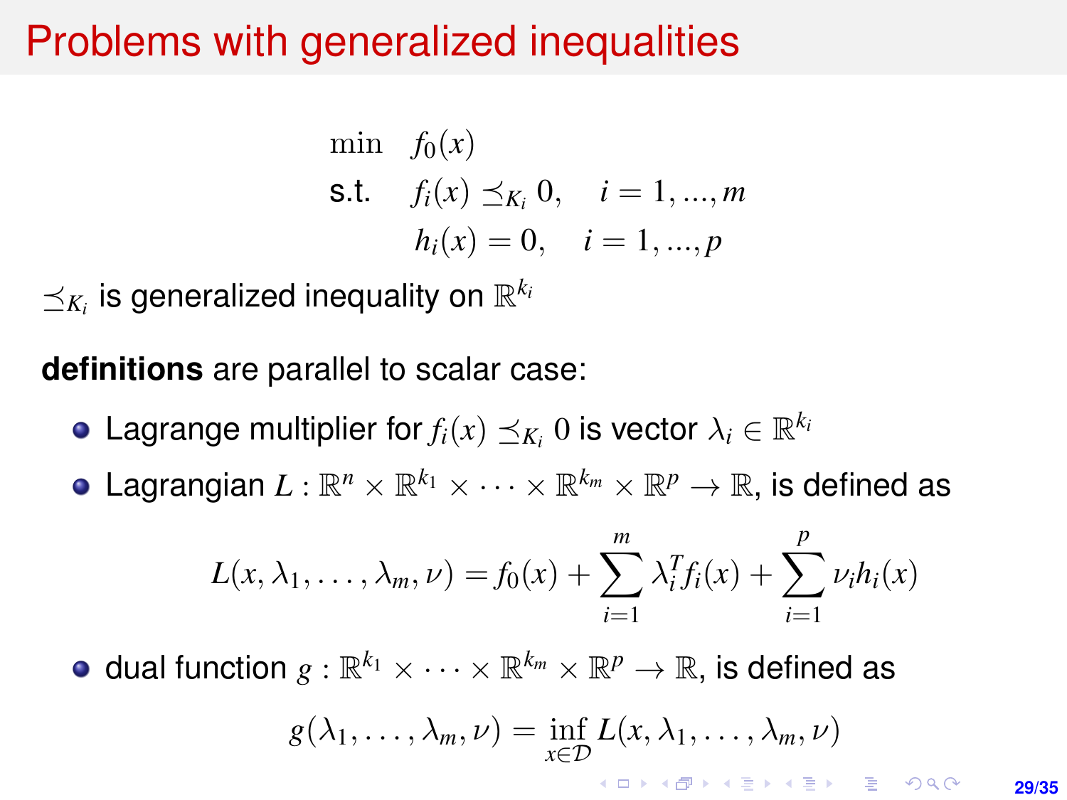# Problems with generalized inequalities

$$
\begin{aligned}
\min \quad & f_0(x) \\
\text{s.t.} \quad & f_i(x) \preceq_{K_i} 0, \quad i = 1, ..., m \\
& h_i(x) = 0, \quad i = 1, ..., p
\end{aligned}
$$

$\preceq_{K_i}$ is generalized inequality on $\mathbb{R}^{k_i}$

**definitions** are parallel to scalar case:

- Lagrange multiplier for $f_i(x) \preceq_{K_i} 0$ is vector $\lambda_i \in \mathbb{R}^{k_i}$
- Lagrangian $L : \mathbb{R}^n \times \mathbb{R}^{k_1} \times \cdots \times \mathbb{R}^{k_m} \times \mathbb{R}^p \to \mathbb{R}$, is defined as

$$
L(x, \lambda_1, \ldots, \lambda_m, \nu) = f_0(x) + \sum_{i=1}^{m} \lambda_i^T f_i(x) + \sum_{i=1}^{p} \nu_i h_i(x)
$$

- dual function $g : \mathbb{R}^{k_1} \times \cdots \times \mathbb{R}^{k_m} \times \mathbb{R}^p \to \mathbb{R}$, is defined as

$$
g(\lambda_1, \ldots, \lambda_m, \nu) = \inf_{x \in \mathcal{D}} L(x, \lambda_1, \ldots, \lambda_m, \nu)
$$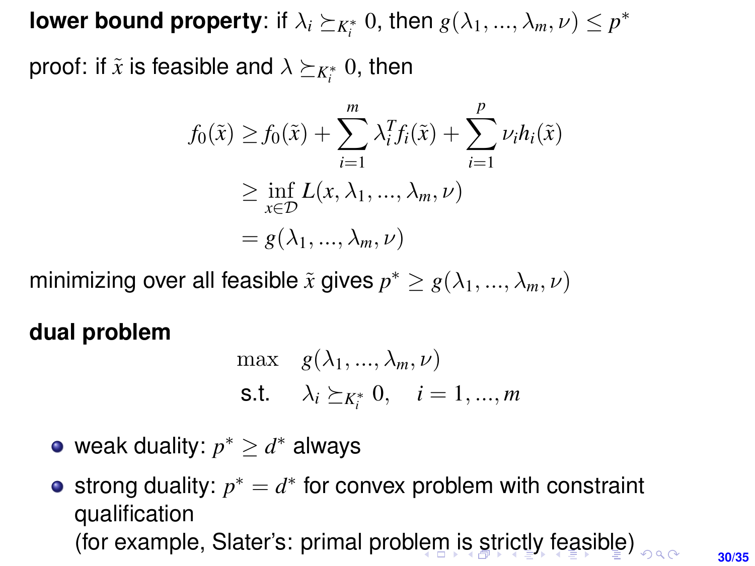**lower bound property**: if $\lambda_i \succeq_{K_i^*} 0$, then $g(\lambda_1, ..., \lambda_m, \nu) \leq p^*$

proof: if $\tilde{x}$ is feasible and $\lambda \succeq_{K_i^*} 0$, then

$$
\begin{aligned}
f_0(\tilde{x}) &\geq f_0(\tilde{x}) + \sum_{i=1}^{m} \lambda_i^T f_i(\tilde{x}) + \sum_{i=1}^{p} \nu_i h_i(\tilde{x}) \\
&\geq \inf_{x \in \mathcal{D}} L(x, \lambda_1, ..., \lambda_m, \nu) \\
&= g(\lambda_1, ..., \lambda_m, \nu)
\end{aligned}
$$

minimizing over all feasible $\tilde{x}$ gives $p^* \geq g(\lambda_1, ..., \lambda_m, \nu)$

**dual problem**

$$
\begin{array}{ll}
\max & g(\lambda_1, ..., \lambda_m, \nu) \\
\text{s.t.} & \lambda_i \succeq_{K_i^*} 0, \quad i = 1, ..., m
\end{array}
$$

- weak duality: $p^* \geq d^*$ always
- strong duality: $p^* = d^*$ for convex problem with constraint qualification
  (for example, Slater's: primal problem is strictly feasible)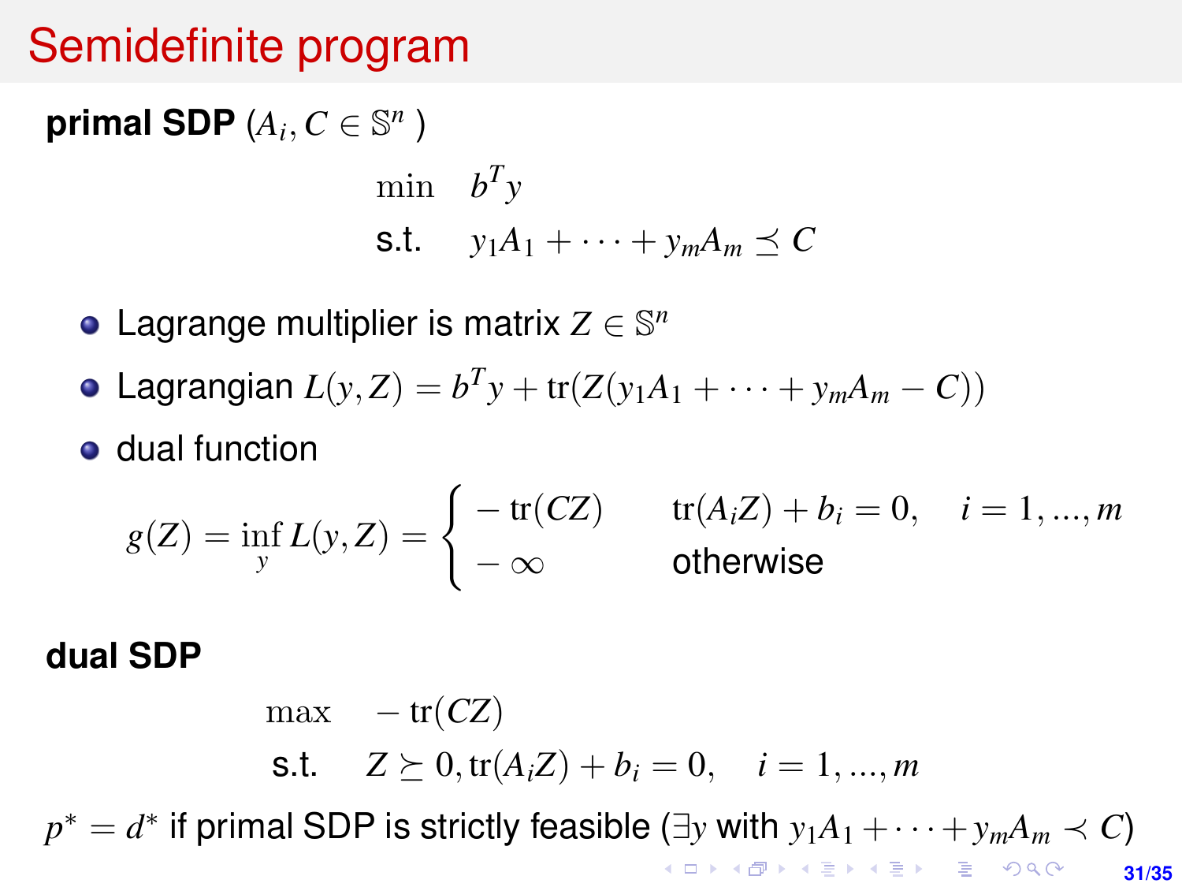# Semidefinite program

**primal SDP** ($A_i, C \in \mathbb{S}^n$)

$$
\begin{array}{ll}
\min & b^T y \\
\text{s.t.} & y_1 A_1 + \cdots + y_m A_m \preceq C
\end{array}
$$

- Lagrange multiplier is matrix $Z \in \mathbb{S}^n$
- Lagrangian $L(y, Z) = b^T y + \mathrm{tr}(Z(y_1 A_1 + \cdots + y_m A_m - C))$
- dual function

$$
g(Z) = \inf_y L(y, Z) = \begin{cases} -\mathrm{tr}(CZ) & \mathrm{tr}(A_i Z) + b_i = 0, \quad i = 1, \ldots, m \\ -\infty & \text{otherwise} \end{cases}
$$

**dual SDP**

$$
\begin{array}{ll}
\max & -\mathrm{tr}(CZ) \\
\text{s.t.} & Z \succeq 0, \mathrm{tr}(A_i Z) + b_i = 0, \quad i = 1, \ldots, m
\end{array}
$$

$p^* = d^*$ if primal SDP is strictly feasible ($\exists y$ with $y_1 A_1 + \cdots + y_m A_m \prec C$)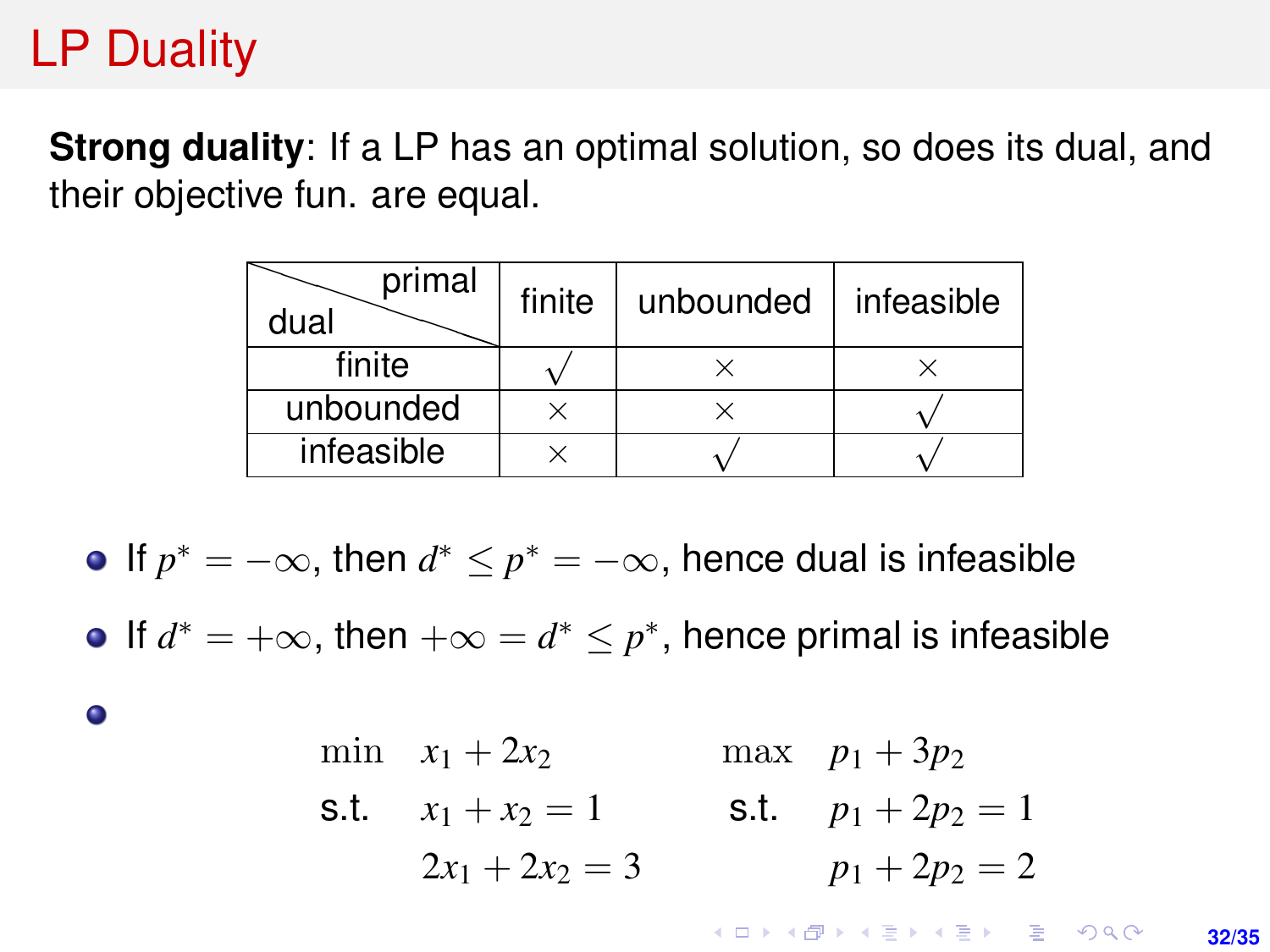# LP Duality

**Strong duality**: If a LP has an optimal solution, so does its dual, and their objective fun. are equal.

| dual \ primal | finite | unbounded | infeasible |
|---|---|---|---|
| finite | $\surd$ | $\times$ | $\times$ |
| unbounded | $\times$ | $\times$ | $\surd$ |
| infeasible | $\times$ | $\surd$ | $\surd$ |

- If $p^* = -\infty$, then $d^* \le p^* = -\infty$, hence dual is infeasible
- If $d^* = +\infty$, then $+\infty = d^* \le p^*$, hence primal is infeasible
- 

$$
\begin{array}{llll}
\min & x_1 + 2x_2 & \max & p_1 + 3p_2 \\
\text{s.t.} & x_1 + x_2 = 1 & \text{s.t.} & p_1 + 2p_2 = 1 \\
 & 2x_1 + 2x_2 = 3 & & p_1 + 2p_2 = 2
\end{array}
$$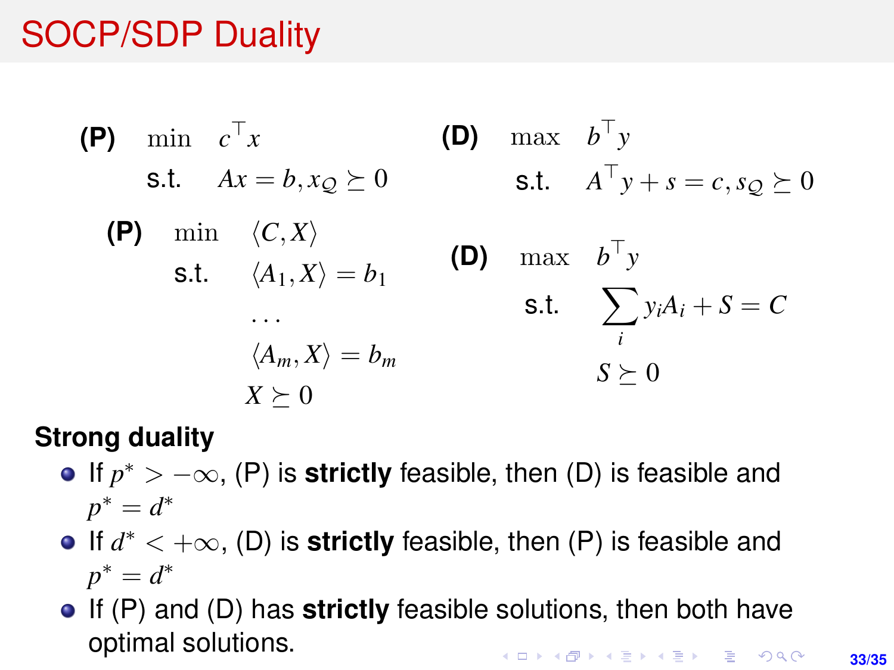# SOCP/SDP Duality

**(P)**
$$
\begin{aligned}
\min \quad & c^\top x \\
\text{s.t.} \quad & Ax = b, x_{\mathcal{Q}} \succeq 0
\end{aligned}
$$

**(D)**
$$
\begin{aligned}
\max \quad & b^\top y \\
\text{s.t.} \quad & A^\top y + s = c, s_{\mathcal{Q}} \succeq 0
\end{aligned}
$$

**(P)**
$$
\begin{aligned}
\min \quad & \langle C, X \rangle \\
\text{s.t.} \quad & \langle A_1, X \rangle = b_1 \\
& \dots \\
& \langle A_m, X \rangle = b_m \\
& X \succeq 0
\end{aligned}
$$

**(D)**
$$
\begin{aligned}
\max \quad & b^\top y \\
\text{s.t.} \quad & \sum_i y_i A_i + S = C \\
& S \succeq 0
\end{aligned}
$$

**Strong duality**

- If $p^* > -\infty$, (P) is **strictly** feasible, then (D) is feasible and $p^* = d^*$
- If $d^* < +\infty$, (D) is **strictly** feasible, then (P) is feasible and $p^* = d^*$
- If (P) and (D) has **strictly** feasible solutions, then both have optimal solutions.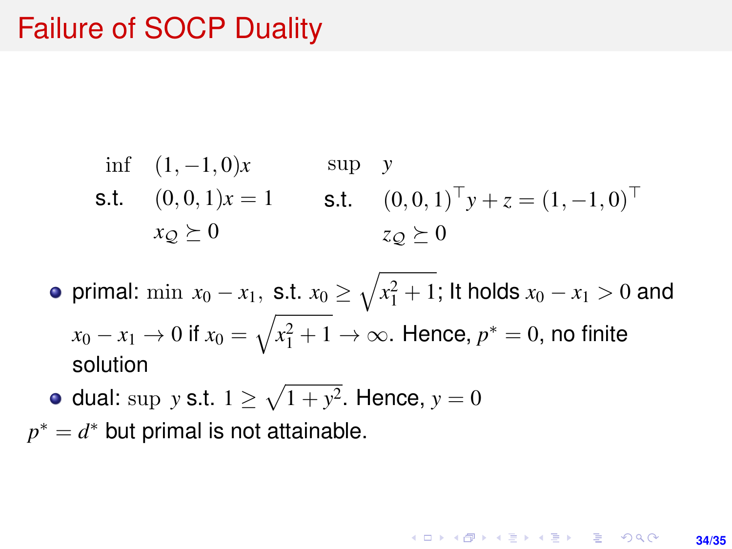# Failure of SOCP Duality

$$
\begin{array}{llll}
\inf & (1,-1,0)x & \qquad \sup & y \\
\text{s.t.} & (0,0,1)x = 1 & \qquad \text{s.t.} & (0,0,1)^\top y + z = (1,-1,0)^\top \\
& x_{\mathcal{Q}} \succeq 0 & & z_{\mathcal{Q}} \succeq 0
\end{array}
$$

- primal: $\min\ x_0 - x_1,$ s.t. $x_0 \geq \sqrt{x_1^2 + 1}$; It holds $x_0 - x_1 > 0$ and $x_0 - x_1 \to 0$ if $x_0 = \sqrt{x_1^2 + 1} \to \infty$. Hence, $p^* = 0$, no finite solution
- dual: $\sup\ y$ s.t. $1 \geq \sqrt{1 + y^2}$. Hence, $y = 0$

$p^* = d^*$ but primal is not attainable.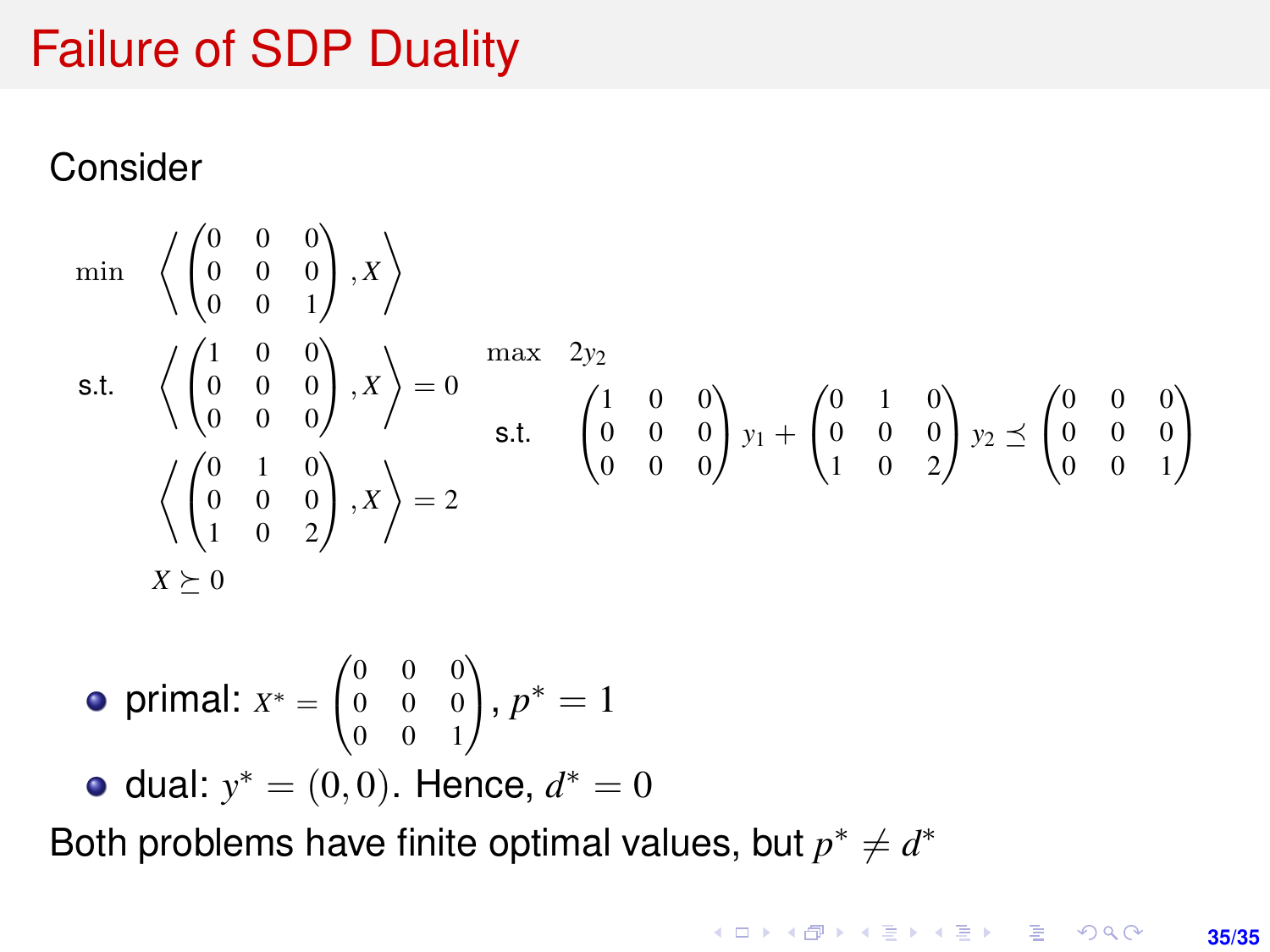# Failure of SDP Duality

Consider

$$
\begin{aligned}
\min \quad & \left\langle \begin{pmatrix} 0 & 0 & 0 \\ 0 & 0 & 0 \\ 0 & 0 & 1 \end{pmatrix}, X \right\rangle \\
\text{s.t.} \quad & \left\langle \begin{pmatrix} 1 & 0 & 0 \\ 0 & 0 & 0 \\ 0 & 0 & 0 \end{pmatrix}, X \right\rangle = 0 \\
& \left\langle \begin{pmatrix} 0 & 1 & 0 \\ 0 & 0 & 0 \\ 1 & 0 & 2 \end{pmatrix}, X \right\rangle = 2 \\
& X \succeq 0
\end{aligned}
$$

$$
\begin{aligned}
\max \quad & 2y_2 \\
\text{s.t.} \quad & \begin{pmatrix} 1 & 0 & 0 \\ 0 & 0 & 0 \\ 0 & 0 & 0 \end{pmatrix} y_1 + \begin{pmatrix} 0 & 1 & 0 \\ 0 & 0 & 0 \\ 1 & 0 & 2 \end{pmatrix} y_2 \preceq \begin{pmatrix} 0 & 0 & 0 \\ 0 & 0 & 0 \\ 0 & 0 & 1 \end{pmatrix}
\end{aligned}
$$

- primal: $X^* = \begin{pmatrix} 0 & 0 & 0 \\ 0 & 0 & 0 \\ 0 & 0 & 1 \end{pmatrix}$, $p^* = 1$
- dual: $y^* = (0,0)$. Hence, $d^* = 0$

Both problems have finite optimal values, but $p^* \neq d^*$